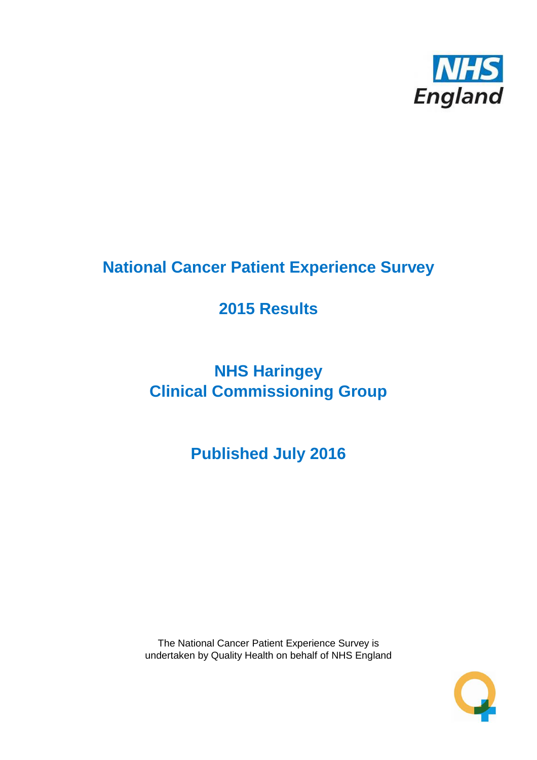NHS England

# National Cancer Patient Experience Survey

# 2015 Results

# NHS Haringey
# Clinical Commissioning Group

# Published July 2016

The National Cancer Patient Experience Survey is undertaken by Quality Health on behalf of NHS England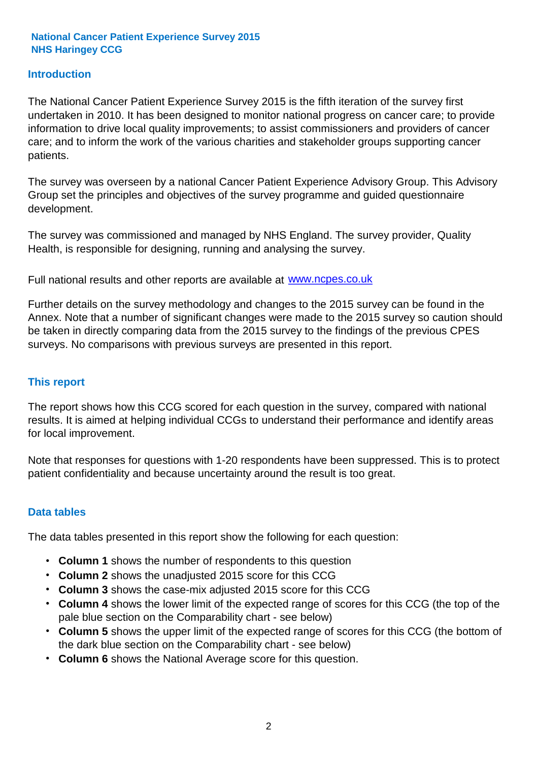**National Cancer Patient Experience Survey 2015**
**NHS Haringey CCG**

## Introduction

The National Cancer Patient Experience Survey 2015 is the fifth iteration of the survey first undertaken in 2010. It has been designed to monitor national progress on cancer care; to provide information to drive local quality improvements; to assist commissioners and providers of cancer care; and to inform the work of the various charities and stakeholder groups supporting cancer patients.

The survey was overseen by a national Cancer Patient Experience Advisory Group. This Advisory Group set the principles and objectives of the survey programme and guided questionnaire development.

The survey was commissioned and managed by NHS England. The survey provider, Quality Health, is responsible for designing, running and analysing the survey.

Full national results and other reports are available at [www.ncpes.co.uk](http://www.ncpes.co.uk)

Further details on the survey methodology and changes to the 2015 survey can be found in the Annex. Note that a number of significant changes were made to the 2015 survey so caution should be taken in directly comparing data from the 2015 survey to the findings of the previous CPES surveys. No comparisons with previous surveys are presented in this report.

## This report

The report shows how this CCG scored for each question in the survey, compared with national results. It is aimed at helping individual CCGs to understand their performance and identify areas for local improvement.

Note that responses for questions with 1-20 respondents have been suppressed. This is to protect patient confidentiality and because uncertainty around the result is too great.

## Data tables

The data tables presented in this report show the following for each question:

- **Column 1** shows the number of respondents to this question
- **Column 2** shows the unadjusted 2015 score for this CCG
- **Column 3** shows the case-mix adjusted 2015 score for this CCG
- **Column 4** shows the lower limit of the expected range of scores for this CCG (the top of the pale blue section on the Comparability chart - see below)
- **Column 5** shows the upper limit of the expected range of scores for this CCG (the bottom of the dark blue section on the Comparability chart - see below)
- **Column 6** shows the National Average score for this question.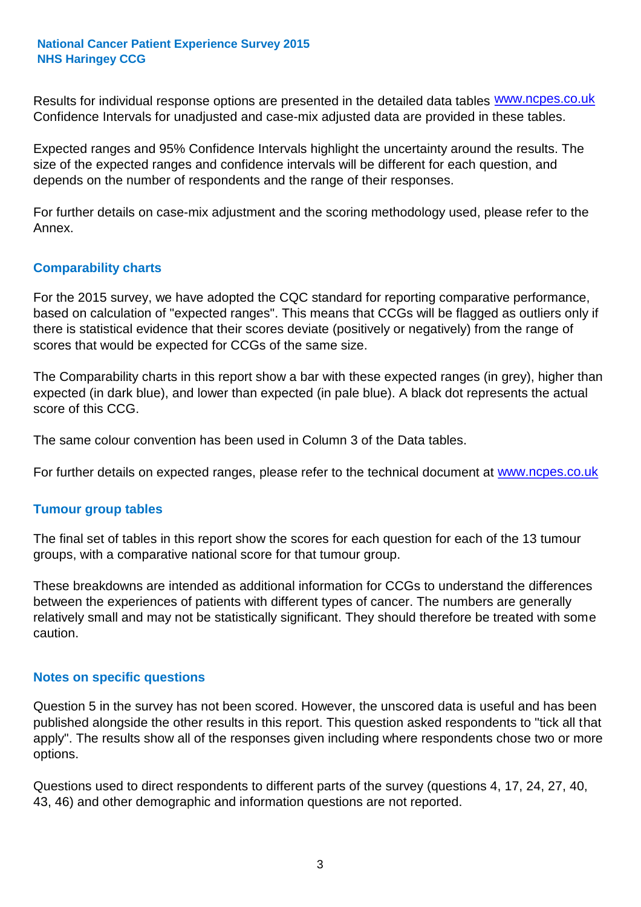Results for individual response options are presented in the detailed data tables www.ncpes.co.uk Confidence Intervals for unadjusted and case-mix adjusted data are provided in these tables.

Expected ranges and 95% Confidence Intervals highlight the uncertainty around the results. The size of the expected ranges and confidence intervals will be different for each question, and depends on the number of respondents and the range of their responses.

For further details on case-mix adjustment and the scoring methodology used, please refer to the Annex.

## Comparability charts

For the 2015 survey, we have adopted the CQC standard for reporting comparative performance, based on calculation of "expected ranges". This means that CCGs will be flagged as outliers only if there is statistical evidence that their scores deviate (positively or negatively) from the range of scores that would be expected for CCGs of the same size.

The Comparability charts in this report show a bar with these expected ranges (in grey), higher than expected (in dark blue), and lower than expected (in pale blue). A black dot represents the actual score of this CCG.

The same colour convention has been used in Column 3 of the Data tables.

For further details on expected ranges, please refer to the technical document at www.ncpes.co.uk

## Tumour group tables

The final set of tables in this report show the scores for each question for each of the 13 tumour groups, with a comparative national score for that tumour group.

These breakdowns are intended as additional information for CCGs to understand the differences between the experiences of patients with different types of cancer. The numbers are generally relatively small and may not be statistically significant. They should therefore be treated with some caution.

## Notes on specific questions

Question 5 in the survey has not been scored. However, the unscored data is useful and has been published alongside the other results in this report. This question asked respondents to "tick all that apply". The results show all of the responses given including where respondents chose two or more options.

Questions used to direct respondents to different parts of the survey (questions 4, 17, 24, 27, 40, 43, 46) and other demographic and information questions are not reported.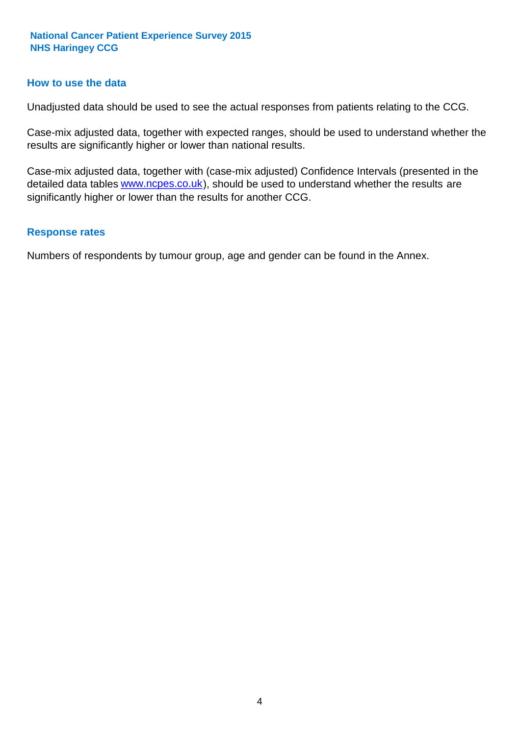## How to use the data

Unadjusted data should be used to see the actual responses from patients relating to the CCG.

Case-mix adjusted data, together with expected ranges, should be used to understand whether the results are significantly higher or lower than national results.

Case-mix adjusted data, together with (case-mix adjusted) Confidence Intervals (presented in the detailed data tables www.ncpes.co.uk), should be used to understand whether the results are significantly higher or lower than the results for another CCG.

## Response rates

Numbers of respondents by tumour group, age and gender can be found in the Annex.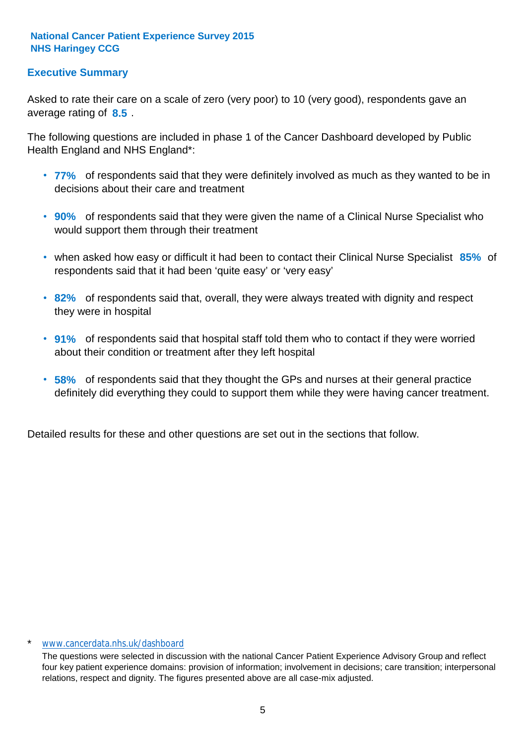**National Cancer Patient Experience Survey 2015**
**NHS Haringey CCG**

## Executive Summary

Asked to rate their care on a scale of zero (very poor) to 10 (very good), respondents gave an average rating of **8.5** .

The following questions are included in phase 1 of the Cancer Dashboard developed by Public Health England and NHS England*:

- **77%** of respondents said that they were definitely involved as much as they wanted to be in decisions about their care and treatment
- **90%** of respondents said that they were given the name of a Clinical Nurse Specialist who would support them through their treatment
- when asked how easy or difficult it had been to contact their Clinical Nurse Specialist **85%** of respondents said that it had been 'quite easy' or 'very easy'
- **82%** of respondents said that, overall, they were always treated with dignity and respect they were in hospital
- **91%** of respondents said that hospital staff told them who to contact if they were worried about their condition or treatment after they left hospital
- **58%** of respondents said that they thought the GPs and nurses at their general practice definitely did everything they could to support them while they were having cancer treatment.

Detailed results for these and other questions are set out in the sections that follow.

\* www.cancerdata.nhs.uk/dashboard

The questions were selected in discussion with the national Cancer Patient Experience Advisory Group and reflect four key patient experience domains: provision of information; involvement in decisions; care transition; interpersonal relations, respect and dignity. The figures presented above are all case-mix adjusted.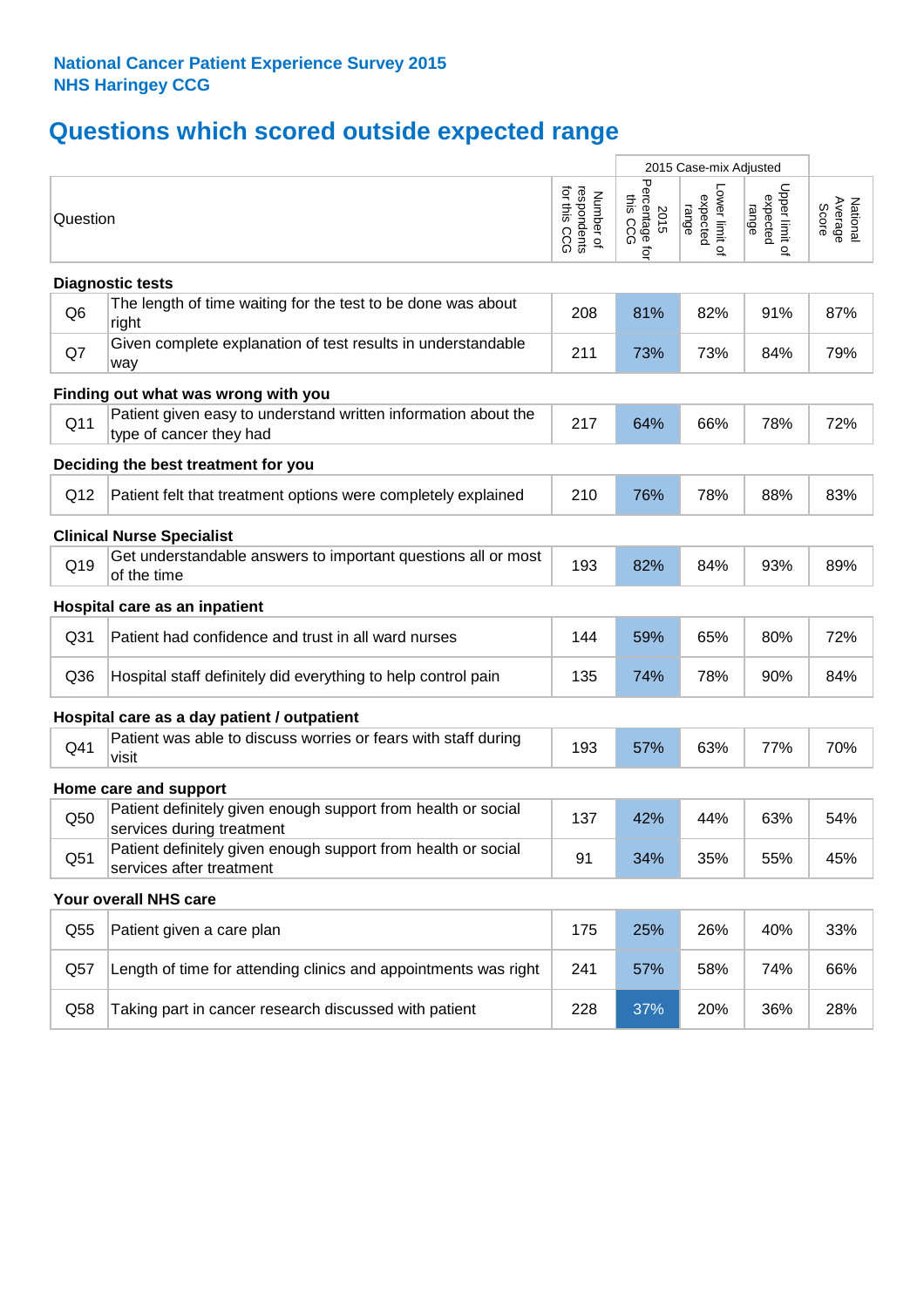**National Cancer Patient Experience Survey 2015**
**NHS Haringey CCG**

# Questions which scored outside expected range

| | Question | Number of respondents for this CCG | 2015 Case-mix Adjusted: 2015 Percentage for this CCG | 2015 Case-mix Adjusted: Lower limit of expected range | 2015 Case-mix Adjusted: Upper limit of expected range | National Average Score |
|---|---|---|---|---|---|---|
| **Diagnostic tests** | | | | | | |
| Q6 | The length of time waiting for the test to be done was about right | 208 | 81% | 82% | 91% | 87% |
| Q7 | Given complete explanation of test results in understandable way | 211 | 73% | 73% | 84% | 79% |
| **Finding out what was wrong with you** | | | | | | |
| Q11 | Patient given easy to understand written information about the type of cancer they had | 217 | 64% | 66% | 78% | 72% |
| **Deciding the best treatment for you** | | | | | | |
| Q12 | Patient felt that treatment options were completely explained | 210 | 76% | 78% | 88% | 83% |
| **Clinical Nurse Specialist** | | | | | | |
| Q19 | Get understandable answers to important questions all or most of the time | 193 | 82% | 84% | 93% | 89% |
| **Hospital care as an inpatient** | | | | | | |
| Q31 | Patient had confidence and trust in all ward nurses | 144 | 59% | 65% | 80% | 72% |
| Q36 | Hospital staff definitely did everything to help control pain | 135 | 74% | 78% | 90% | 84% |
| **Hospital care as a day patient / outpatient** | | | | | | |
| Q41 | Patient was able to discuss worries or fears with staff during visit | 193 | 57% | 63% | 77% | 70% |
| **Home care and support** | | | | | | |
| Q50 | Patient definitely given enough support from health or social services during treatment | 137 | 42% | 44% | 63% | 54% |
| Q51 | Patient definitely given enough support from health or social services after treatment | 91 | 34% | 35% | 55% | 45% |
| **Your overall NHS care** | | | | | | |
| Q55 | Patient given a care plan | 175 | 25% | 26% | 40% | 33% |
| Q57 | Length of time for attending clinics and appointments was right | 241 | 57% | 58% | 74% | 66% |
| Q58 | Taking part in cancer research discussed with patient | 228 | 37% | 20% | 36% | 28% |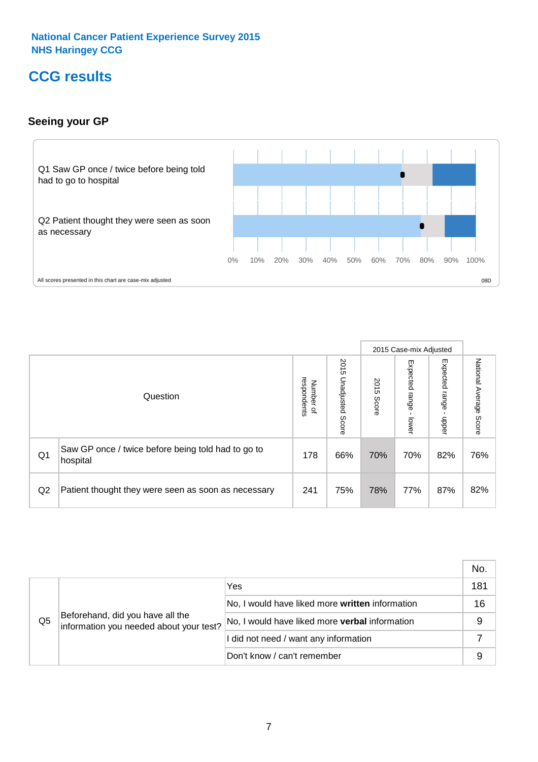National Cancer Patient Experience Survey 2015
NHS Haringey CCG

# CCG results

## Seeing your GP

Q1 Saw GP once / twice before being told had to go to hospital

Q2 Patient thought they were seen as soon as necessary

0% 10% 20% 30% 40% 50% 60% 70% 80% 90% 100%

All scores presented in this chart are case-mix adjusted

08D

| | Question | Number of respondents | 2015 Unadjusted Score | 2015 Case-mix Adjusted: 2015 Score | 2015 Case-mix Adjusted: Expected range - lower | 2015 Case-mix Adjusted: Expected range - upper | National Average Score |
|---|---|---|---|---|---|---|---|
| Q1 | Saw GP once / twice before being told had to go to hospital | 178 | 66% | 70% | 70% | 82% | 76% |
| Q2 | Patient thought they were seen as soon as necessary | 241 | 75% | 78% | 77% | 87% | 82% |

| | | | No. |
|---|---|---|---|
| Q5 | Beforehand, did you have all the information you needed about your test? | Yes | 181 |
| | | No, I would have liked more **written** information | 16 |
| | | No, I would have liked more **verbal** information | 9 |
| | | I did not need / want any information | 7 |
| | | Don't know / can't remember | 9 |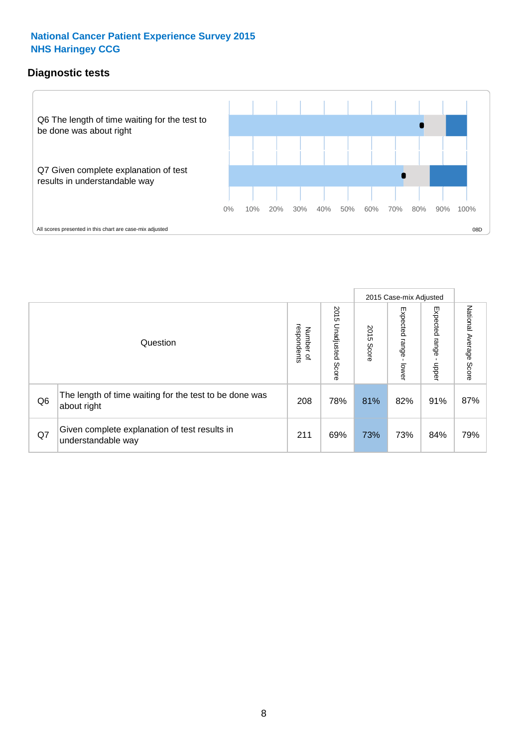## National Cancer Patient Experience Survey 2015
## NHS Haringey CCG

### Diagnostic tests

Q6 The length of time waiting for the test to be done was about right

Q7 Given complete explanation of test results in understandable way

0% 10% 20% 30% 40% 50% 60% 70% 80% 90% 100%

All scores presented in this chart are case-mix adjusted

08D

| | Question | Number of respondents | 2015 Unadjusted Score | 2015 Case-mix Adjusted | | | National Average Score |
|---|---|---|---|---|---|---|---|
| | | | | 2015 Score | Expected range - lower | Expected range - upper | |
| Q6 | The length of time waiting for the test to be done was about right | 208 | 78% | 81% | 82% | 91% | 87% |
| Q7 | Given complete explanation of test results in understandable way | 211 | 69% | 73% | 73% | 84% | 79% |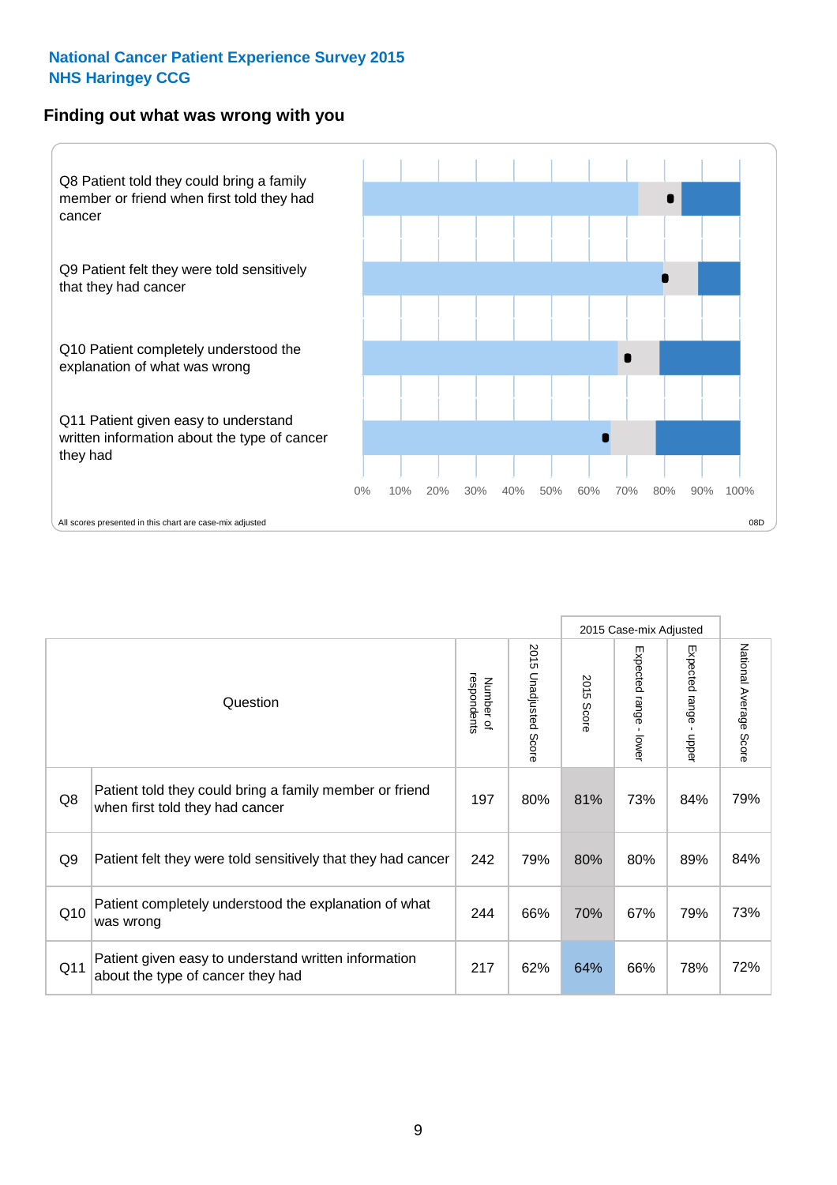National Cancer Patient Experience Survey 2015
NHS Haringey CCG

## Finding out what was wrong with you

Q8 Patient told they could bring a family member or friend when first told they had cancer

Q9 Patient felt they were told sensitively that they had cancer

Q10 Patient completely understood the explanation of what was wrong

Q11 Patient given easy to understand written information about the type of cancer they had

0% 10% 20% 30% 40% 50% 60% 70% 80% 90% 100%

All scores presented in this chart are case-mix adjusted

08D

| | Question | Number of respondents | 2015 Unadjusted Score | 2015 Case-mix Adjusted | | | National Average Score |
|---|---|---|---|---|---|---|---|
| | | | | 2015 Score | Expected range - lower | Expected range - upper | |
| Q8 | Patient told they could bring a family member or friend when first told they had cancer | 197 | 80% | 81% | 73% | 84% | 79% |
| Q9 | Patient felt they were told sensitively that they had cancer | 242 | 79% | 80% | 80% | 89% | 84% |
| Q10 | Patient completely understood the explanation of what was wrong | 244 | 66% | 70% | 67% | 79% | 73% |
| Q11 | Patient given easy to understand written information about the type of cancer they had | 217 | 62% | 64% | 66% | 78% | 72% |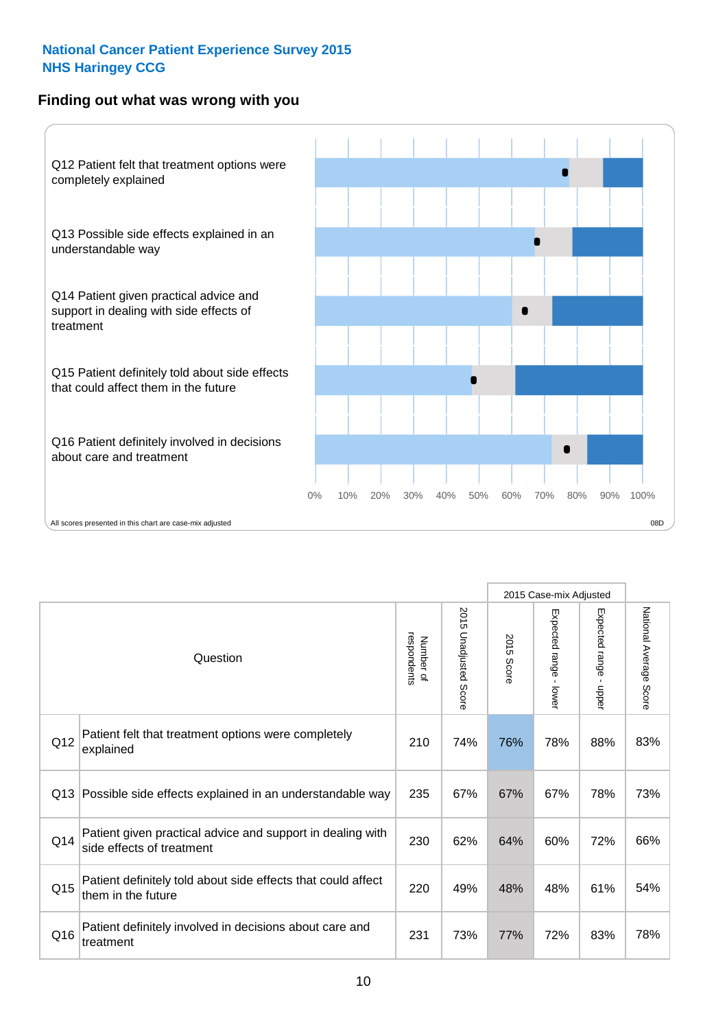National Cancer Patient Experience Survey 2015
NHS Haringey CCG

## Finding out what was wrong with you

Q12 Patient felt that treatment options were completely explained

Q13 Possible side effects explained in an understandable way

Q14 Patient given practical advice and support in dealing with side effects of treatment

Q15 Patient definitely told about side effects that could affect them in the future

Q16 Patient definitely involved in decisions about care and treatment

0% 10% 20% 30% 40% 50% 60% 70% 80% 90% 100%

All scores presented in this chart are case-mix adjusted

08D

| | Question | Number of respondents | 2015 Unadjusted Score | 2015 Case-mix Adjusted | | | National Average Score |
|---|---|---|---|---|---|---|---|
| | | | | 2015 Score | Expected range - lower | Expected range - upper | |
| Q12 | Patient felt that treatment options were completely explained | 210 | 74% | 76% | 78% | 88% | 83% |
| Q13 | Possible side effects explained in an understandable way | 235 | 67% | 67% | 67% | 78% | 73% |
| Q14 | Patient given practical advice and support in dealing with side effects of treatment | 230 | 62% | 64% | 60% | 72% | 66% |
| Q15 | Patient definitely told about side effects that could affect them in the future | 220 | 49% | 48% | 48% | 61% | 54% |
| Q16 | Patient definitely involved in decisions about care and treatment | 231 | 73% | 77% | 72% | 83% | 78% |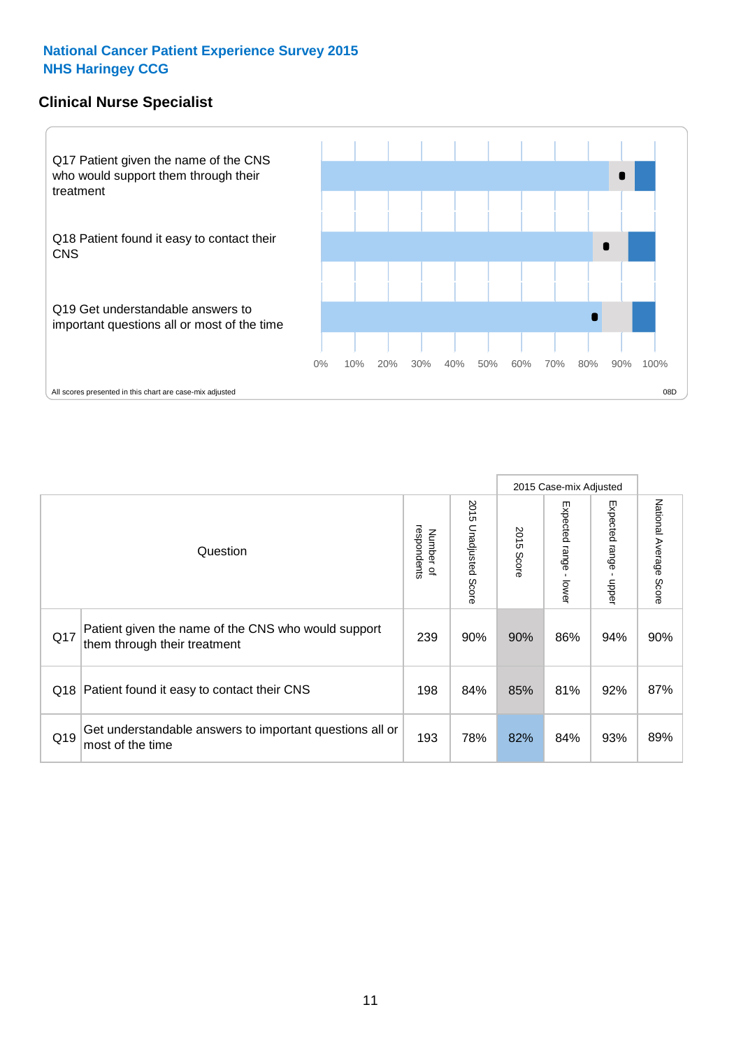**National Cancer Patient Experience Survey 2015**
**NHS Haringey CCG**

## Clinical Nurse Specialist

Q17 Patient given the name of the CNS who would support them through their treatment

Q18 Patient found it easy to contact their CNS

Q19 Get understandable answers to important questions all or most of the time

0% 10% 20% 30% 40% 50% 60% 70% 80% 90% 100%

All scores presented in this chart are case-mix adjusted

08D

| Question | | Number of respondents | 2015 Unadjusted Score | 2015 Case-mix Adjusted | | | National Average Score |
|---|---|---|---|---|---|---|---|
| | | | | 2015 Score | Expected range - lower | Expected range - upper | |
| Q17 | Patient given the name of the CNS who would support them through their treatment | 239 | 90% | 90% | 86% | 94% | 90% |
| Q18 | Patient found it easy to contact their CNS | 198 | 84% | 85% | 81% | 92% | 87% |
| Q19 | Get understandable answers to important questions all or most of the time | 193 | 78% | 82% | 84% | 93% | 89% |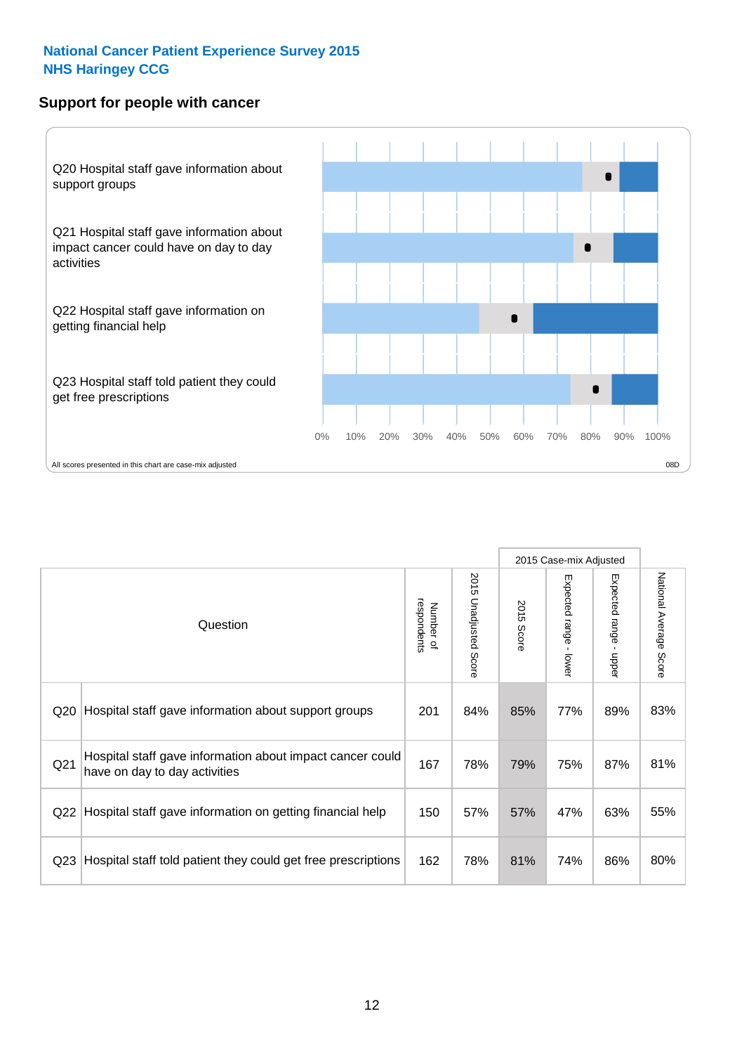**National Cancer Patient Experience Survey 2015**
**NHS Haringey CCG**

## Support for people with cancer

Q20 Hospital staff gave information about support groups

Q21 Hospital staff gave information about impact cancer could have on day to day activities

Q22 Hospital staff gave information on getting financial help

Q23 Hospital staff told patient they could get free prescriptions

0% 10% 20% 30% 40% 50% 60% 70% 80% 90% 100%

All scores presented in this chart are case-mix adjusted

08D

| Question | | Number of respondents | 2015 Unadjusted Score | 2015 Case-mix Adjusted: 2015 Score | 2015 Case-mix Adjusted: Expected range - lower | 2015 Case-mix Adjusted: Expected range - upper | National Average Score |
|---|---|---|---|---|---|---|---|
| Q20 | Hospital staff gave information about support groups | 201 | 84% | 85% | 77% | 89% | 83% |
| Q21 | Hospital staff gave information about impact cancer could have on day to day activities | 167 | 78% | 79% | 75% | 87% | 81% |
| Q22 | Hospital staff gave information on getting financial help | 150 | 57% | 57% | 47% | 63% | 55% |
| Q23 | Hospital staff told patient they could get free prescriptions | 162 | 78% | 81% | 74% | 86% | 80% |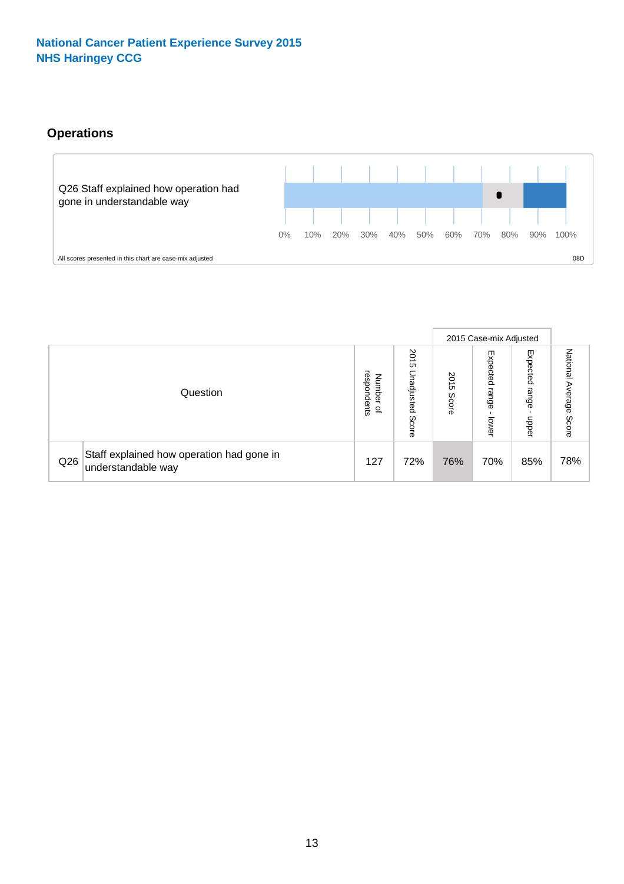National Cancer Patient Experience Survey 2015
NHS Haringey CCG

## Operations

Q26 Staff explained how operation had gone in understandable way

0% 10% 20% 30% 40% 50% 60% 70% 80% 90% 100%

All scores presented in this chart are case-mix adjusted

08D

| | Question | Number of respondents | 2015 Unadjusted Score | 2015 Case-mix Adjusted | | | National Average Score |
|---|---|---|---|---|---|---|---|
| | | | | 2015 Score | Expected range - lower | Expected range - upper | |
| Q26 | Staff explained how operation had gone in understandable way | 127 | 72% | 76% | 70% | 85% | 78% |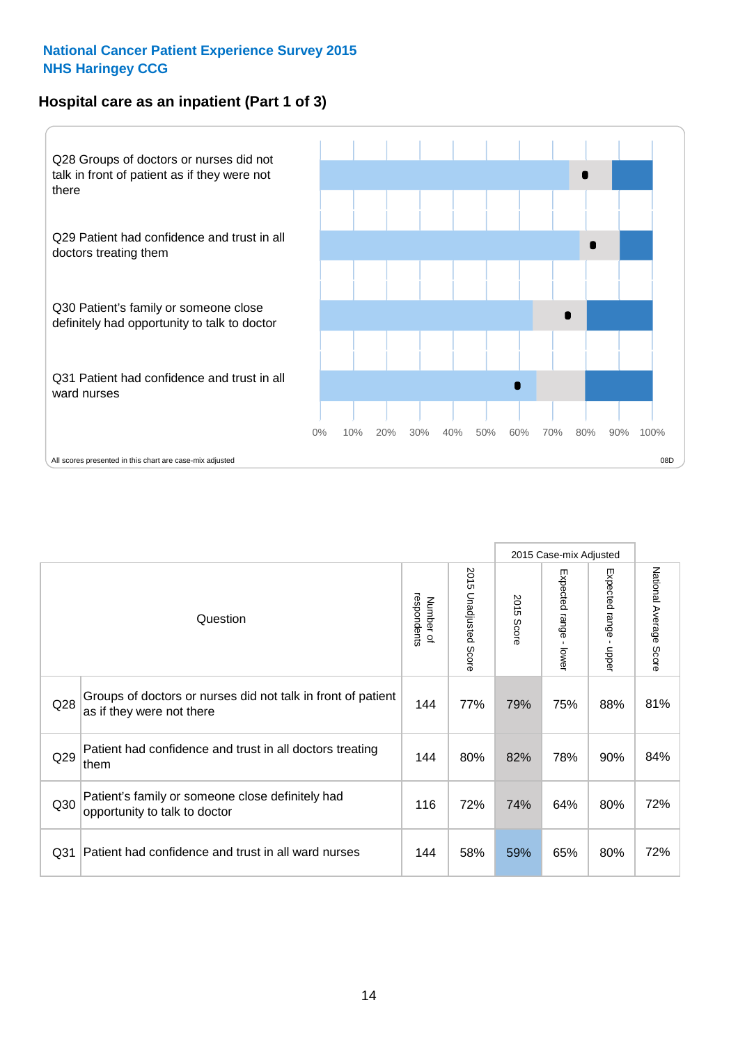**National Cancer Patient Experience Survey 2015**
**NHS Haringey CCG**

## Hospital care as an inpatient (Part 1 of 3)

Q28 Groups of doctors or nurses did not talk in front of patient as if they were not there

Q29 Patient had confidence and trust in all doctors treating them

Q30 Patient's family or someone close definitely had opportunity to talk to doctor

Q31 Patient had confidence and trust in all ward nurses

0% 10% 20% 30% 40% 50% 60% 70% 80% 90% 100%

All scores presented in this chart are case-mix adjusted

08D

| | Question | Number of respondents | 2015 Unadjusted Score | 2015 Case-mix Adjusted: 2015 Score | 2015 Case-mix Adjusted: Expected range - lower | 2015 Case-mix Adjusted: Expected range - upper | National Average Score |
|---|---|---|---|---|---|---|---|
| Q28 | Groups of doctors or nurses did not talk in front of patient as if they were not there | 144 | 77% | 79% | 75% | 88% | 81% |
| Q29 | Patient had confidence and trust in all doctors treating them | 144 | 80% | 82% | 78% | 90% | 84% |
| Q30 | Patient's family or someone close definitely had opportunity to talk to doctor | 116 | 72% | 74% | 64% | 80% | 72% |
| Q31 | Patient had confidence and trust in all ward nurses | 144 | 58% | 59% | 65% | 80% | 72% |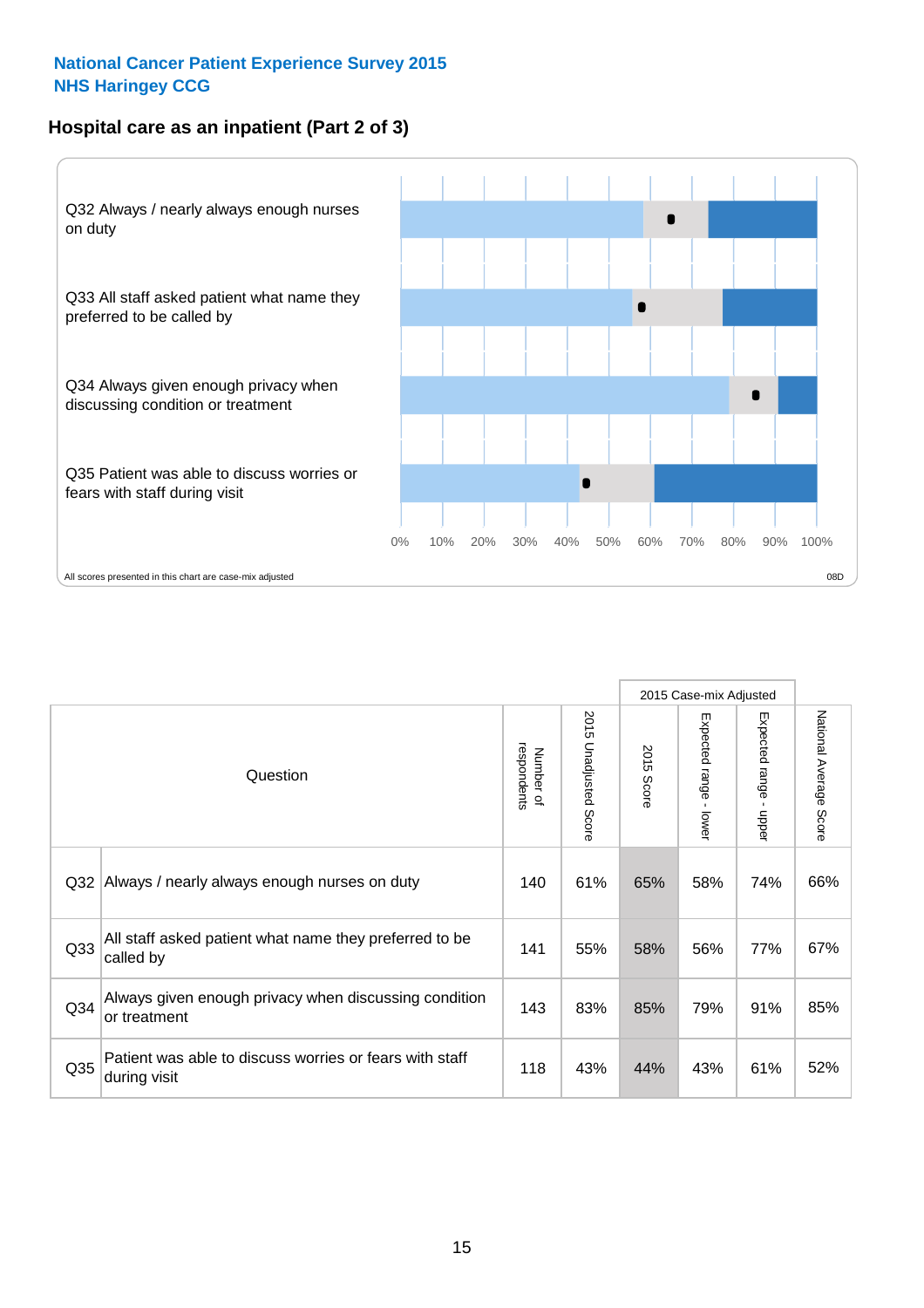**National Cancer Patient Experience Survey 2015**
**NHS Haringey CCG**

## Hospital care as an inpatient (Part 2 of 3)

Q32 Always / nearly always enough nurses on duty

Q33 All staff asked patient what name they preferred to be called by

Q34 Always given enough privacy when discussing condition or treatment

Q35 Patient was able to discuss worries or fears with staff during visit

0% 10% 20% 30% 40% 50% 60% 70% 80% 90% 100%

All scores presented in this chart are case-mix adjusted

08D

| | Question | Number of respondents | 2015 Unadjusted Score | 2015 Case-mix Adjusted | | | National Average Score |
|---|---|---|---|---|---|---|---|
| | | | | 2015 Score | Expected range - lower | Expected range - upper | |
| Q32 | Always / nearly always enough nurses on duty | 140 | 61% | 65% | 58% | 74% | 66% |
| Q33 | All staff asked patient what name they preferred to be called by | 141 | 55% | 58% | 56% | 77% | 67% |
| Q34 | Always given enough privacy when discussing condition or treatment | 143 | 83% | 85% | 79% | 91% | 85% |
| Q35 | Patient was able to discuss worries or fears with staff during visit | 118 | 43% | 44% | 43% | 61% | 52% |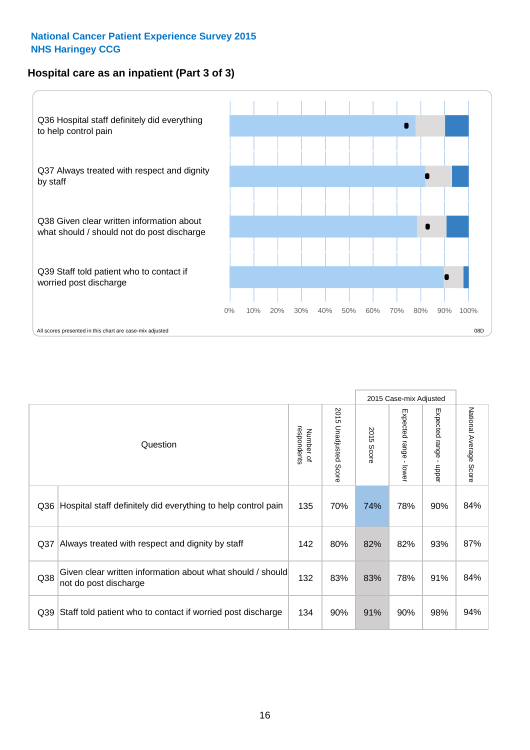**National Cancer Patient Experience Survey 2015**
**NHS Haringey CCG**

## Hospital care as an inpatient (Part 3 of 3)

Q36 Hospital staff definitely did everything to help control pain

Q37 Always treated with respect and dignity by staff

Q38 Given clear written information about what should / should not do post discharge

Q39 Staff told patient who to contact if worried post discharge

0% 10% 20% 30% 40% 50% 60% 70% 80% 90% 100%

All scores presented in this chart are case-mix adjusted

08D

| Question | | Number of respondents | 2015 Unadjusted Score | 2015 Case-mix Adjusted: 2015 Score | 2015 Case-mix Adjusted: Expected range - lower | 2015 Case-mix Adjusted: Expected range - upper | National Average Score |
|---|---|---|---|---|---|---|---|
| Q36 | Hospital staff definitely did everything to help control pain | 135 | 70% | 74% | 78% | 90% | 84% |
| Q37 | Always treated with respect and dignity by staff | 142 | 80% | 82% | 82% | 93% | 87% |
| Q38 | Given clear written information about what should / should not do post discharge | 132 | 83% | 83% | 78% | 91% | 84% |
| Q39 | Staff told patient who to contact if worried post discharge | 134 | 90% | 91% | 90% | 98% | 94% |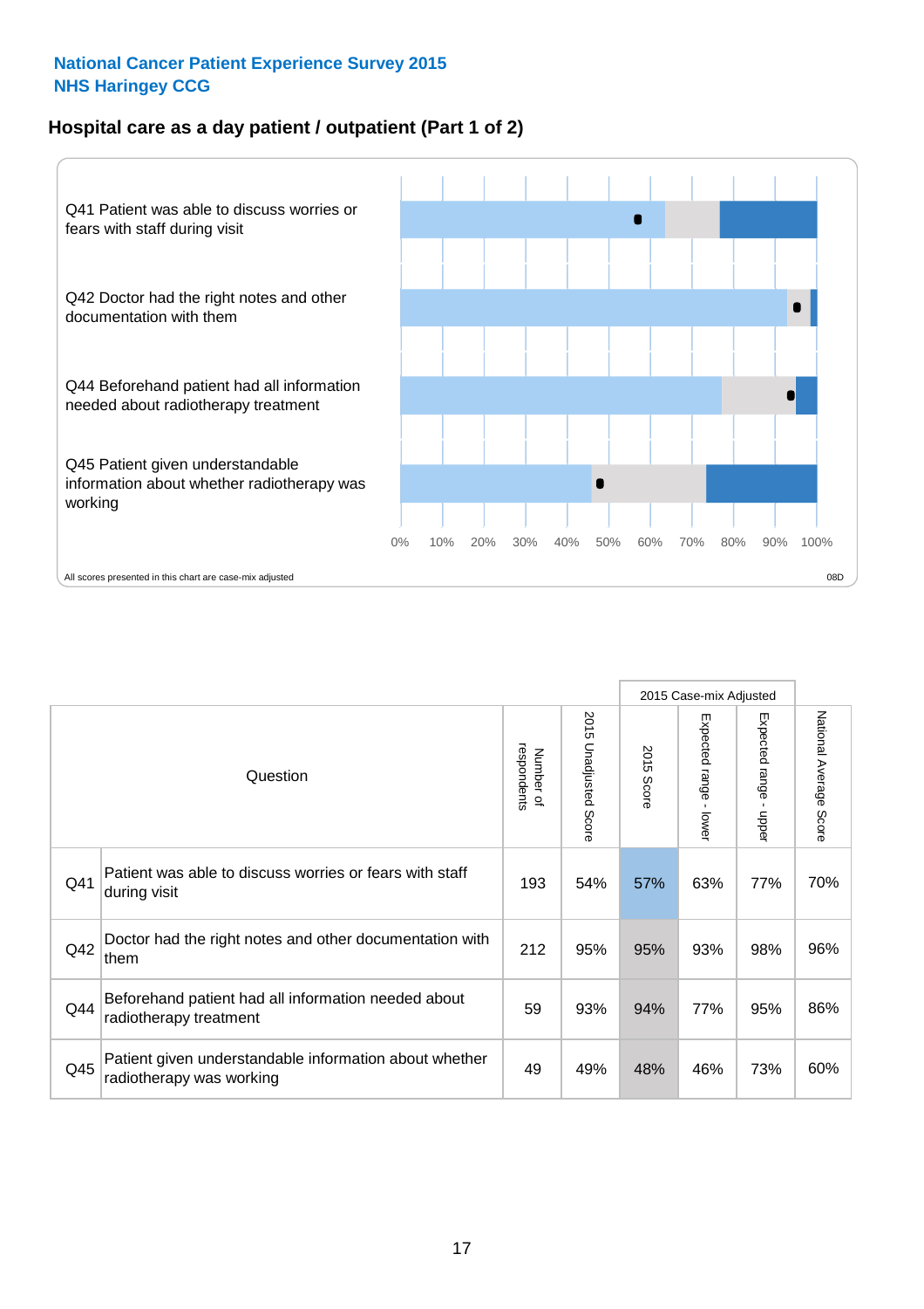**National Cancer Patient Experience Survey 2015**
**NHS Haringey CCG**

## Hospital care as a day patient / outpatient (Part 1 of 2)

Q41 Patient was able to discuss worries or fears with staff during visit

Q42 Doctor had the right notes and other documentation with them

Q44 Beforehand patient had all information needed about radiotherapy treatment

Q45 Patient given understandable information about whether radiotherapy was working

0% 10% 20% 30% 40% 50% 60% 70% 80% 90% 100%

All scores presented in this chart are case-mix adjusted

08D

| | Question | Number of respondents | 2015 Unadjusted Score | 2015 Case-mix Adjusted | | | National Average Score |
|---|---|---|---|---|---|---|---|
| | | | | 2015 Score | Expected range - lower | Expected range - upper | |
| Q41 | Patient was able to discuss worries or fears with staff during visit | 193 | 54% | 57% | 63% | 77% | 70% |
| Q42 | Doctor had the right notes and other documentation with them | 212 | 95% | 95% | 93% | 98% | 96% |
| Q44 | Beforehand patient had all information needed about radiotherapy treatment | 59 | 93% | 94% | 77% | 95% | 86% |
| Q45 | Patient given understandable information about whether radiotherapy was working | 49 | 49% | 48% | 46% | 73% | 60% |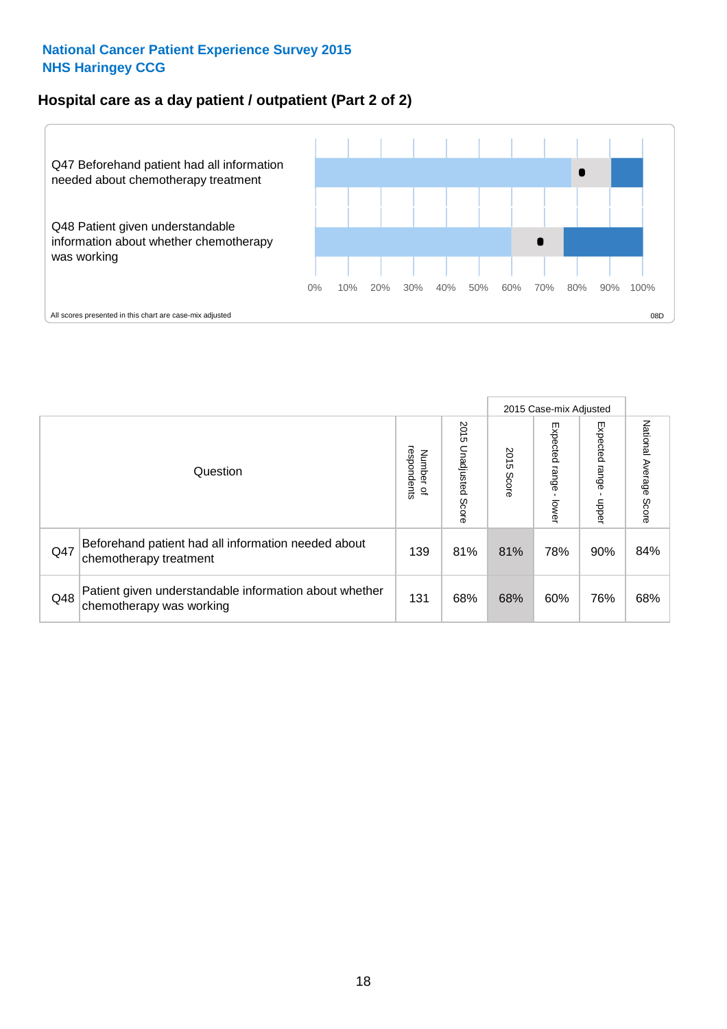**National Cancer Patient Experience Survey 2015**
**NHS Haringey CCG**

## Hospital care as a day patient / outpatient (Part 2 of 2)

Q47 Beforehand patient had all information needed about chemotherapy treatment

Q48 Patient given understandable information about whether chemotherapy was working

0% 10% 20% 30% 40% 50% 60% 70% 80% 90% 100%

All scores presented in this chart are case-mix adjusted

08D

| Question | | Number of respondents | 2015 Unadjusted Score | 2015 Case-mix Adjusted: 2015 Score | 2015 Case-mix Adjusted: Expected range - lower | 2015 Case-mix Adjusted: Expected range - upper | National Average Score |
|---|---|---|---|---|---|---|---|
| Q47 | Beforehand patient had all information needed about chemotherapy treatment | 139 | 81% | 81% | 78% | 90% | 84% |
| Q48 | Patient given understandable information about whether chemotherapy was working | 131 | 68% | 68% | 60% | 76% | 68% |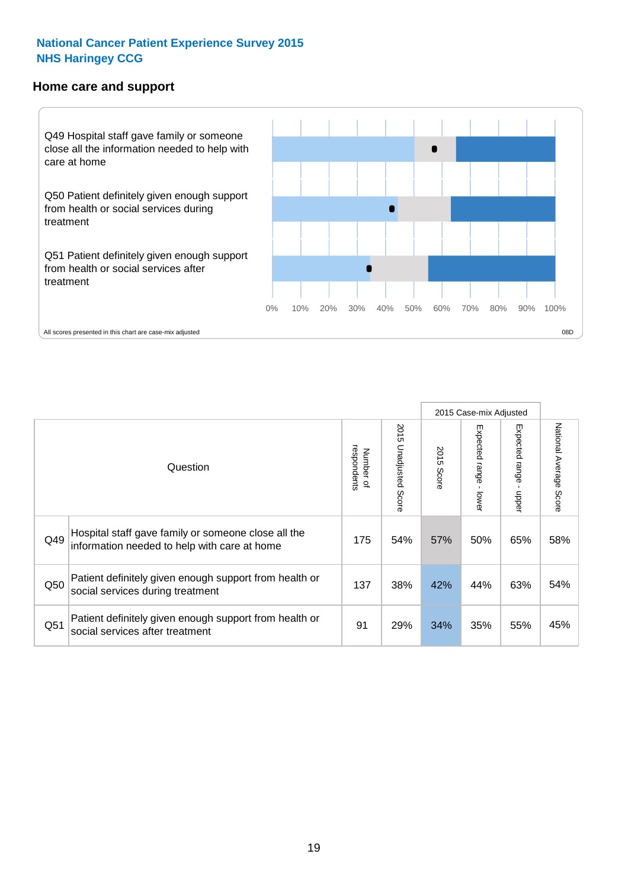**National Cancer Patient Experience Survey 2015**
**NHS Haringey CCG**

## Home care and support

Q49 Hospital staff gave family or someone close all the information needed to help with care at home

Q50 Patient definitely given enough support from health or social services during treatment

Q51 Patient definitely given enough support from health or social services after treatment

0% 10% 20% 30% 40% 50% 60% 70% 80% 90% 100%

All scores presented in this chart are case-mix adjusted

08D

| | Question | Number of respondents | 2015 Unadjusted Score | 2015 Case-mix Adjusted | | | National Average Score |
|---|---|---|---|---|---|---|---|
| | | | | 2015 Score | Expected range - lower | Expected range - upper | |
| Q49 | Hospital staff gave family or someone close all the information needed to help with care at home | 175 | 54% | 57% | 50% | 65% | 58% |
| Q50 | Patient definitely given enough support from health or social services during treatment | 137 | 38% | 42% | 44% | 63% | 54% |
| Q51 | Patient definitely given enough support from health or social services after treatment | 91 | 29% | 34% | 35% | 55% | 45% |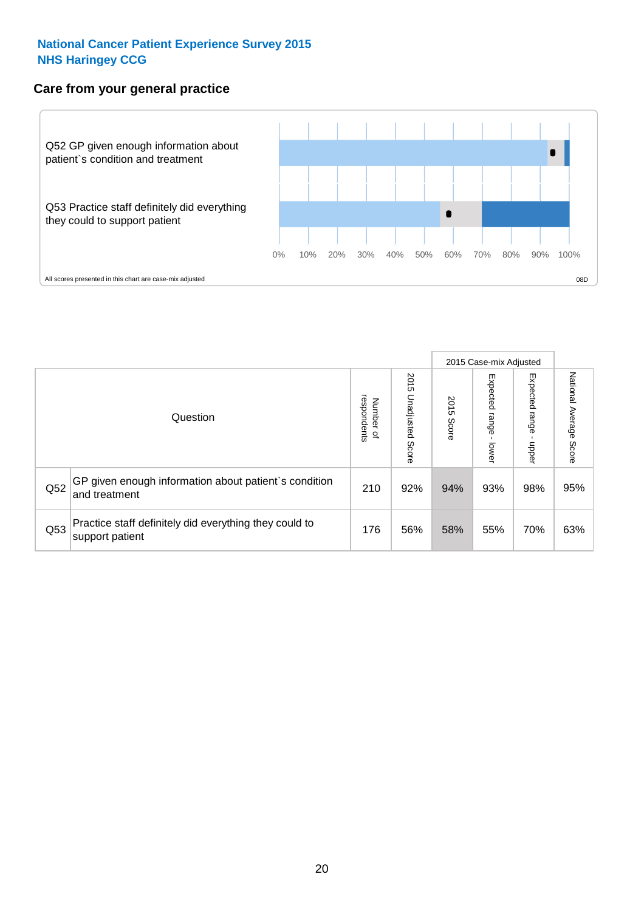**National Cancer Patient Experience Survey 2015**
**NHS Haringey CCG**

## Care from your general practice

Q52 GP given enough information about patient`s condition and treatment

Q53 Practice staff definitely did everything they could to support patient

0% 10% 20% 30% 40% 50% 60% 70% 80% 90% 100%

All scores presented in this chart are case-mix adjusted

08D

| Question | | Number of respondents | 2015 Unadjusted Score | 2015 Case-mix Adjusted | | | National Average Score |
|---|---|---|---|---|---|---|---|
| | | | | 2015 Score | Expected range - lower | Expected range - upper | |
| Q52 | GP given enough information about patient`s condition and treatment | 210 | 92% | 94% | 93% | 98% | 95% |
| Q53 | Practice staff definitely did everything they could to support patient | 176 | 56% | 58% | 55% | 70% | 63% |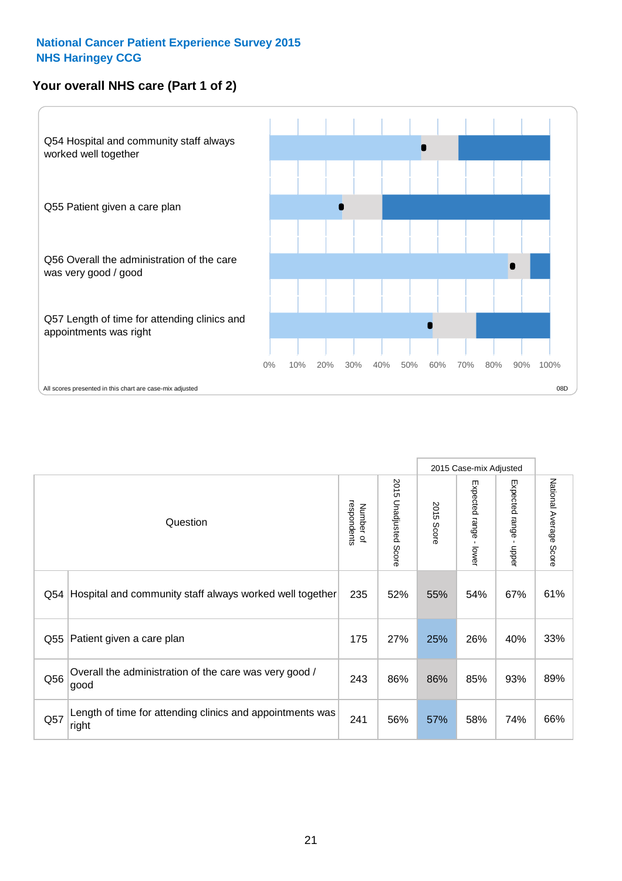National Cancer Patient Experience Survey 2015
NHS Haringey CCG

## Your overall NHS care (Part 1 of 2)

Q54 Hospital and community staff always worked well together

Q55 Patient given a care plan

Q56 Overall the administration of the care was very good / good

Q57 Length of time for attending clinics and appointments was right

0% 10% 20% 30% 40% 50% 60% 70% 80% 90% 100%

All scores presented in this chart are case-mix adjusted

08D

| Question | | Number of respondents | 2015 Unadjusted Score | 2015 Case-mix Adjusted 2015 Score | 2015 Case-mix Adjusted Expected range - lower | 2015 Case-mix Adjusted Expected range - upper | National Average Score |
|---|---|---|---|---|---|---|---|
| Q54 | Hospital and community staff always worked well together | 235 | 52% | 55% | 54% | 67% | 61% |
| Q55 | Patient given a care plan | 175 | 27% | 25% | 26% | 40% | 33% |
| Q56 | Overall the administration of the care was very good / good | 243 | 86% | 86% | 85% | 93% | 89% |
| Q57 | Length of time for attending clinics and appointments was right | 241 | 56% | 57% | 58% | 74% | 66% |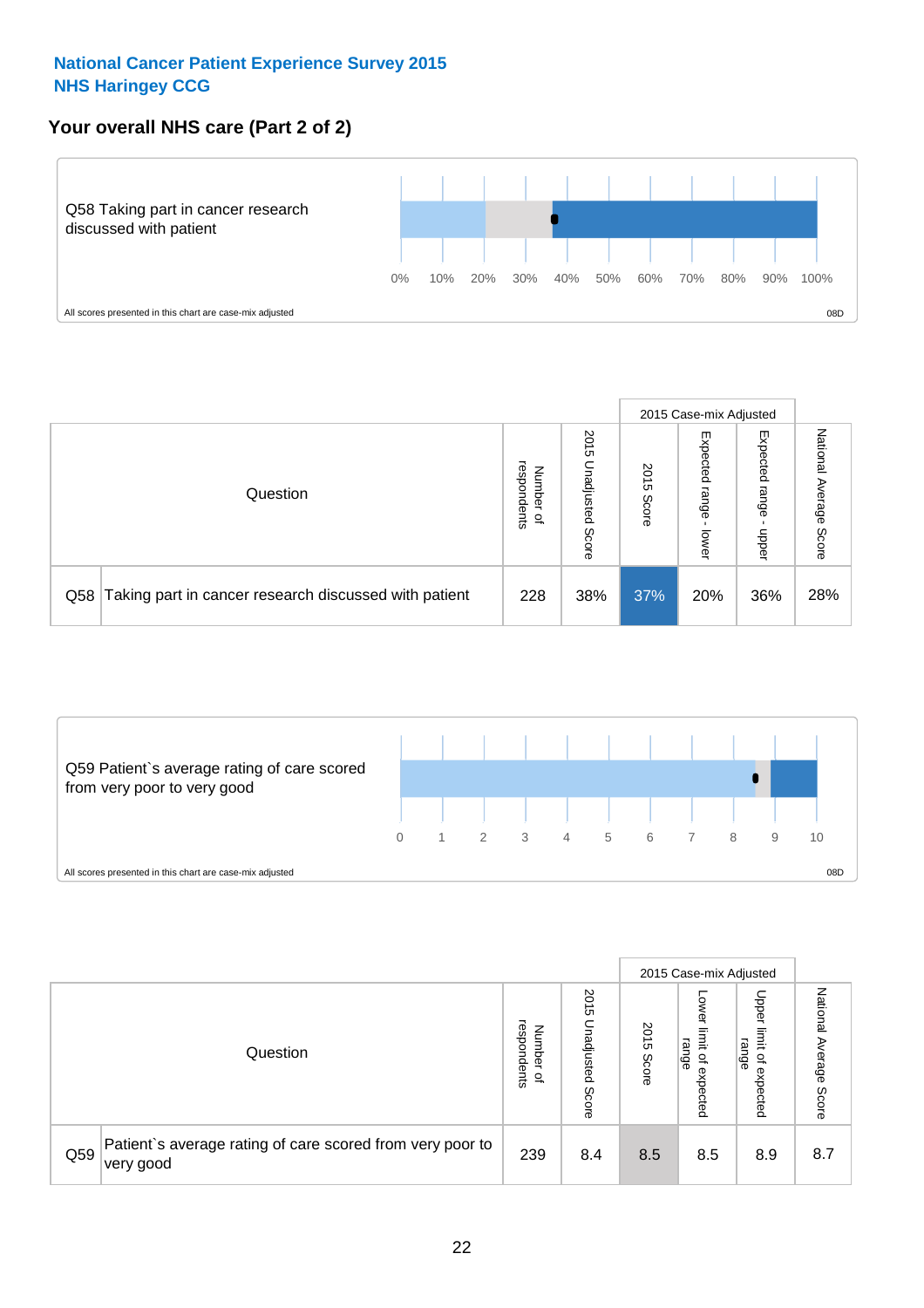**National Cancer Patient Experience Survey 2015**
**NHS Haringey CCG**

## Your overall NHS care (Part 2 of 2)

Q58 Taking part in cancer research discussed with patient

0% 10% 20% 30% 40% 50% 60% 70% 80% 90% 100%

All scores presented in this chart are case-mix adjusted

08D

| Question | | Number of respondents | 2015 Unadjusted Score | 2015 Case-mix Adjusted | | | National Average Score |
|---|---|---|---|---|---|---|---|
| | | | | 2015 Score | Expected range - lower | Expected range - upper | |
| Q58 | Taking part in cancer research discussed with patient | 228 | 38% | 37% | 20% | 36% | 28% |

Q59 Patient`s average rating of care scored from very poor to very good

0 1 2 3 4 5 6 7 8 9 10

All scores presented in this chart are case-mix adjusted

08D

| Question | | Number of respondents | 2015 Unadjusted Score | 2015 Case-mix Adjusted | | | National Average Score |
|---|---|---|---|---|---|---|---|
| | | | | 2015 Score | Lower limit of expected range | Upper limit of expected range | |
| Q59 | Patient`s average rating of care scored from very poor to very good | 239 | 8.4 | 8.5 | 8.5 | 8.9 | 8.7 |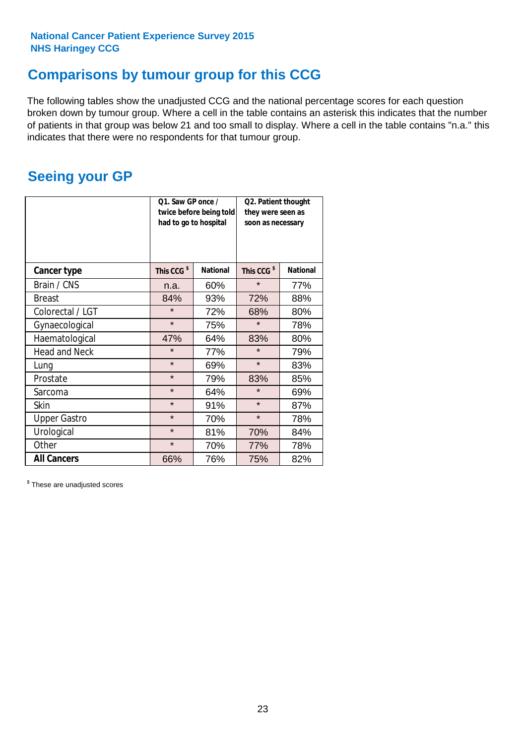# National Cancer Patient Experience Survey 2015
# NHS Haringey CCG

## Comparisons by tumour group for this CCG

The following tables show the unadjusted CCG and the national percentage scores for each question broken down by tumour group. Where a cell in the table contains an asterisk this indicates that the number of patients in that group was below 21 and too small to display. Where a cell in the table contains "n.a." this indicates that there were no respondents for that tumour group.

## Seeing your GP

| | Q1. Saw GP once / twice before being told had to go to hospital | | Q2. Patient thought they were seen as soon as necessary | |
|---|---|---|---|---|
| **Cancer type** | **This CCG $** | **National** | **This CCG $** | **National** |
| Brain / CNS | n.a. | 60% | * | 77% |
| Breast | 84% | 93% | 72% | 88% |
| Colorectal / LGT | * | 72% | 68% | 80% |
| Gynaecological | * | 75% | * | 78% |
| Haematological | 47% | 64% | 83% | 80% |
| Head and Neck | * | 77% | * | 79% |
| Lung | * | 69% | * | 83% |
| Prostate | * | 79% | 83% | 85% |
| Sarcoma | * | 64% | * | 69% |
| Skin | * | 91% | * | 87% |
| Upper Gastro | * | 70% | * | 78% |
| Urological | * | 81% | 70% | 84% |
| Other | * | 70% | 77% | 78% |
| **All Cancers** | 66% | 76% | 75% | 82% |

$ These are unadjusted scores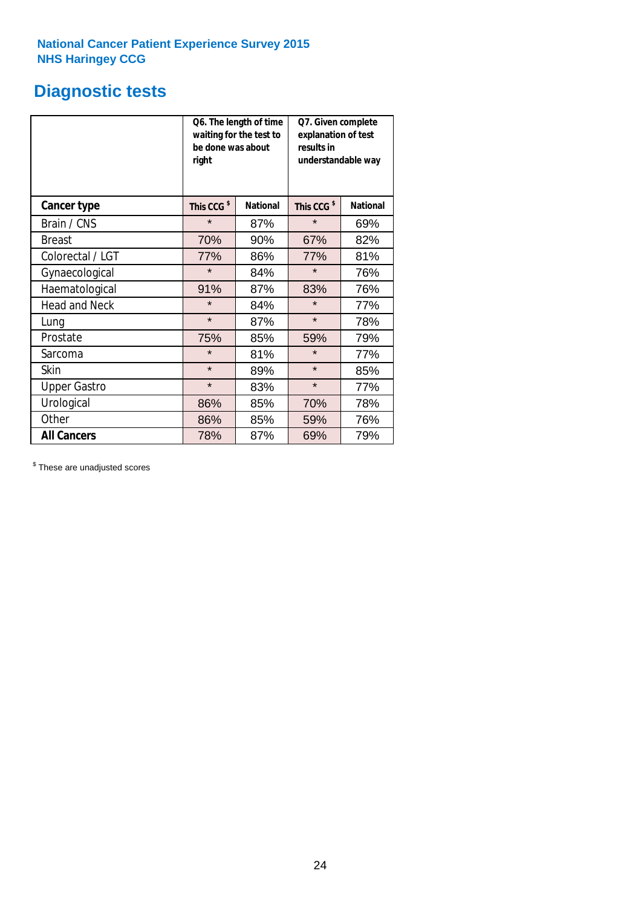National Cancer Patient Experience Survey 2015
NHS Haringey CCG

# Diagnostic tests

| | Q6. The length of time waiting for the test to be done was about right | | Q7. Given complete explanation of test results in understandable way | |
|---|---|---|---|---|
| **Cancer type** | **This CCG $** | **National** | **This CCG $** | **National** |
| Brain / CNS | * | 87% | * | 69% |
| Breast | 70% | 90% | 67% | 82% |
| Colorectal / LGT | 77% | 86% | 77% | 81% |
| Gynaecological | * | 84% | * | 76% |
| Haematological | 91% | 87% | 83% | 76% |
| Head and Neck | * | 84% | * | 77% |
| Lung | * | 87% | * | 78% |
| Prostate | 75% | 85% | 59% | 79% |
| Sarcoma | * | 81% | * | 77% |
| Skin | * | 89% | * | 85% |
| Upper Gastro | * | 83% | * | 77% |
| Urological | 86% | 85% | 70% | 78% |
| Other | 86% | 85% | 59% | 76% |
| **All Cancers** | 78% | 87% | 69% | 79% |

$ These are unadjusted scores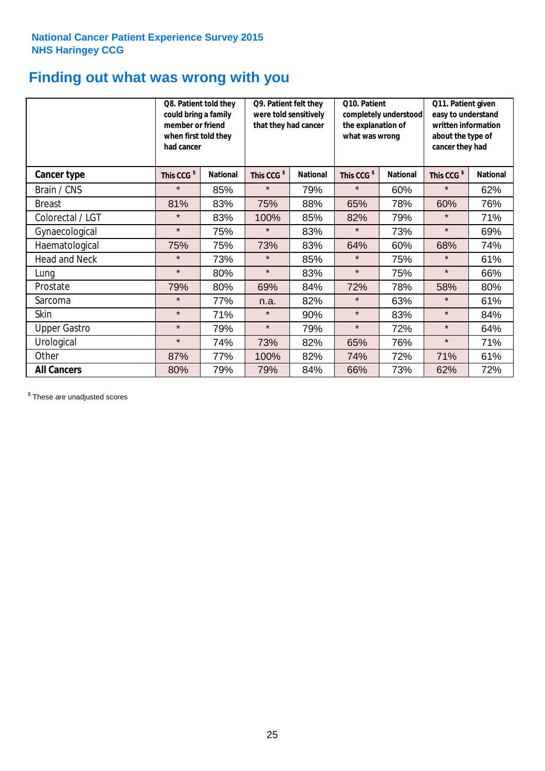National Cancer Patient Experience Survey 2015
NHS Haringey CCG

# Finding out what was wrong with you

| | Q8. Patient told they could bring a family member or friend when first told they had cancer | | Q9. Patient felt they were told sensitively that they had cancer | | Q10. Patient completely understood the explanation of what was wrong | | Q11. Patient given easy to understand written information about the type of cancer they had | |
|---|---|---|---|---|---|---|---|---|
| **Cancer type** | This CCG $ | National | This CCG $ | National | This CCG $ | National | This CCG $ | National |
| Brain / CNS | * | 85% | * | 79% | * | 60% | * | 62% |
| Breast | 81% | 83% | 75% | 88% | 65% | 78% | 60% | 76% |
| Colorectal / LGT | * | 83% | 100% | 85% | 82% | 79% | * | 71% |
| Gynaecological | * | 75% | * | 83% | * | 73% | * | 69% |
| Haematological | 75% | 75% | 73% | 83% | 64% | 60% | 68% | 74% |
| Head and Neck | * | 73% | * | 85% | * | 75% | * | 61% |
| Lung | * | 80% | * | 83% | * | 75% | * | 66% |
| Prostate | 79% | 80% | 69% | 84% | 72% | 78% | 58% | 80% |
| Sarcoma | * | 77% | n.a. | 82% | * | 63% | * | 61% |
| Skin | * | 71% | * | 90% | * | 83% | * | 84% |
| Upper Gastro | * | 79% | * | 79% | * | 72% | * | 64% |
| Urological | * | 74% | 73% | 82% | 65% | 76% | * | 71% |
| Other | 87% | 77% | 100% | 82% | 74% | 72% | 71% | 61% |
| **All Cancers** | 80% | 79% | 79% | 84% | 66% | 73% | 62% | 72% |

$ These are unadjusted scores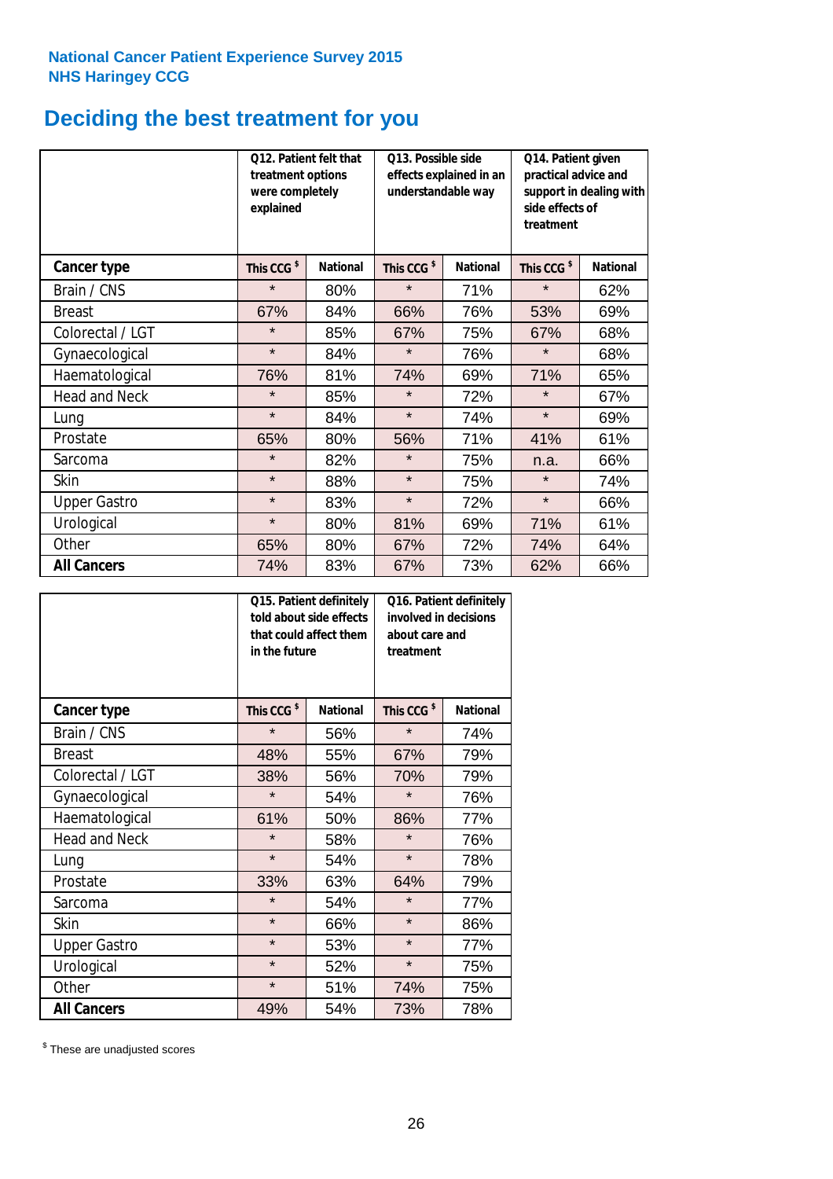National Cancer Patient Experience Survey 2015
NHS Haringey CCG

# Deciding the best treatment for you

| | Q12. Patient felt that treatment options were completely explained | | Q13. Possible side effects explained in an understandable way | | Q14. Patient given practical advice and support in dealing with side effects of treatment | |
|---|---|---|---|---|---|---|
| **Cancer type** | **This CCG $** | **National** | **This CCG $** | **National** | **This CCG $** | **National** |
| Brain / CNS | * | 80% | * | 71% | * | 62% |
| Breast | 67% | 84% | 66% | 76% | 53% | 69% |
| Colorectal / LGT | * | 85% | 67% | 75% | 67% | 68% |
| Gynaecological | * | 84% | * | 76% | * | 68% |
| Haematological | 76% | 81% | 74% | 69% | 71% | 65% |
| Head and Neck | * | 85% | * | 72% | * | 67% |
| Lung | * | 84% | * | 74% | * | 69% |
| Prostate | 65% | 80% | 56% | 71% | 41% | 61% |
| Sarcoma | * | 82% | * | 75% | n.a. | 66% |
| Skin | * | 88% | * | 75% | * | 74% |
| Upper Gastro | * | 83% | * | 72% | * | 66% |
| Urological | * | 80% | 81% | 69% | 71% | 61% |
| Other | 65% | 80% | 67% | 72% | 74% | 64% |
| **All Cancers** | 74% | 83% | 67% | 73% | 62% | 66% |

| | Q15. Patient definitely told about side effects that could affect them in the future | | Q16. Patient definitely involved in decisions about care and treatment | |
|---|---|---|---|---|
| **Cancer type** | **This CCG $** | **National** | **This CCG $** | **National** |
| Brain / CNS | * | 56% | * | 74% |
| Breast | 48% | 55% | 67% | 79% |
| Colorectal / LGT | 38% | 56% | 70% | 79% |
| Gynaecological | * | 54% | * | 76% |
| Haematological | 61% | 50% | 86% | 77% |
| Head and Neck | * | 58% | * | 76% |
| Lung | * | 54% | * | 78% |
| Prostate | 33% | 63% | 64% | 79% |
| Sarcoma | * | 54% | * | 77% |
| Skin | * | 66% | * | 86% |
| Upper Gastro | * | 53% | * | 77% |
| Urological | * | 52% | * | 75% |
| Other | * | 51% | 74% | 75% |
| **All Cancers** | 49% | 54% | 73% | 78% |

$ These are unadjusted scores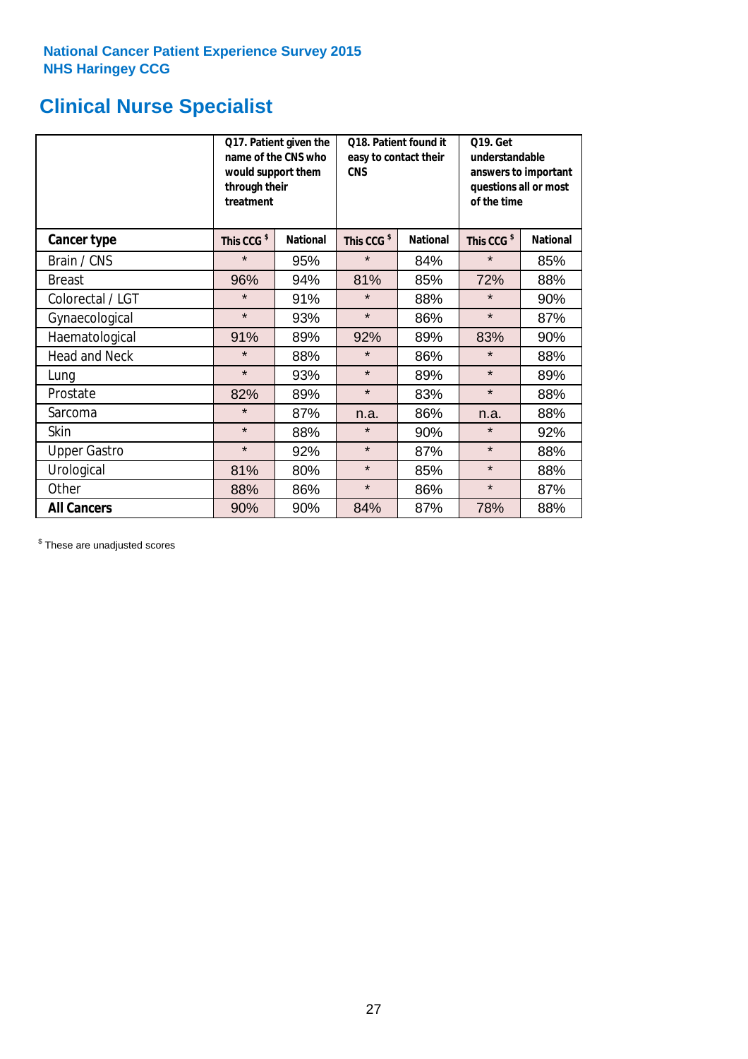National Cancer Patient Experience Survey 2015
NHS Haringey CCG

# Clinical Nurse Specialist

| | Q17. Patient given the name of the CNS who would support them through their treatment | | Q18. Patient found it easy to contact their CNS | | Q19. Get understandable answers to important questions all or most of the time | |
|---|---|---|---|---|---|---|
| **Cancer type** | This CCG $ | National | This CCG $ | National | This CCG $ | National |
| Brain / CNS | * | 95% | * | 84% | * | 85% |
| Breast | 96% | 94% | 81% | 85% | 72% | 88% |
| Colorectal / LGT | * | 91% | * | 88% | * | 90% |
| Gynaecological | * | 93% | * | 86% | * | 87% |
| Haematological | 91% | 89% | 92% | 89% | 83% | 90% |
| Head and Neck | * | 88% | * | 86% | * | 88% |
| Lung | * | 93% | * | 89% | * | 89% |
| Prostate | 82% | 89% | * | 83% | * | 88% |
| Sarcoma | * | 87% | n.a. | 86% | n.a. | 88% |
| Skin | * | 88% | * | 90% | * | 92% |
| Upper Gastro | * | 92% | * | 87% | * | 88% |
| Urological | 81% | 80% | * | 85% | * | 88% |
| Other | 88% | 86% | * | 86% | * | 87% |
| **All Cancers** | 90% | 90% | 84% | 87% | 78% | 88% |

$ These are unadjusted scores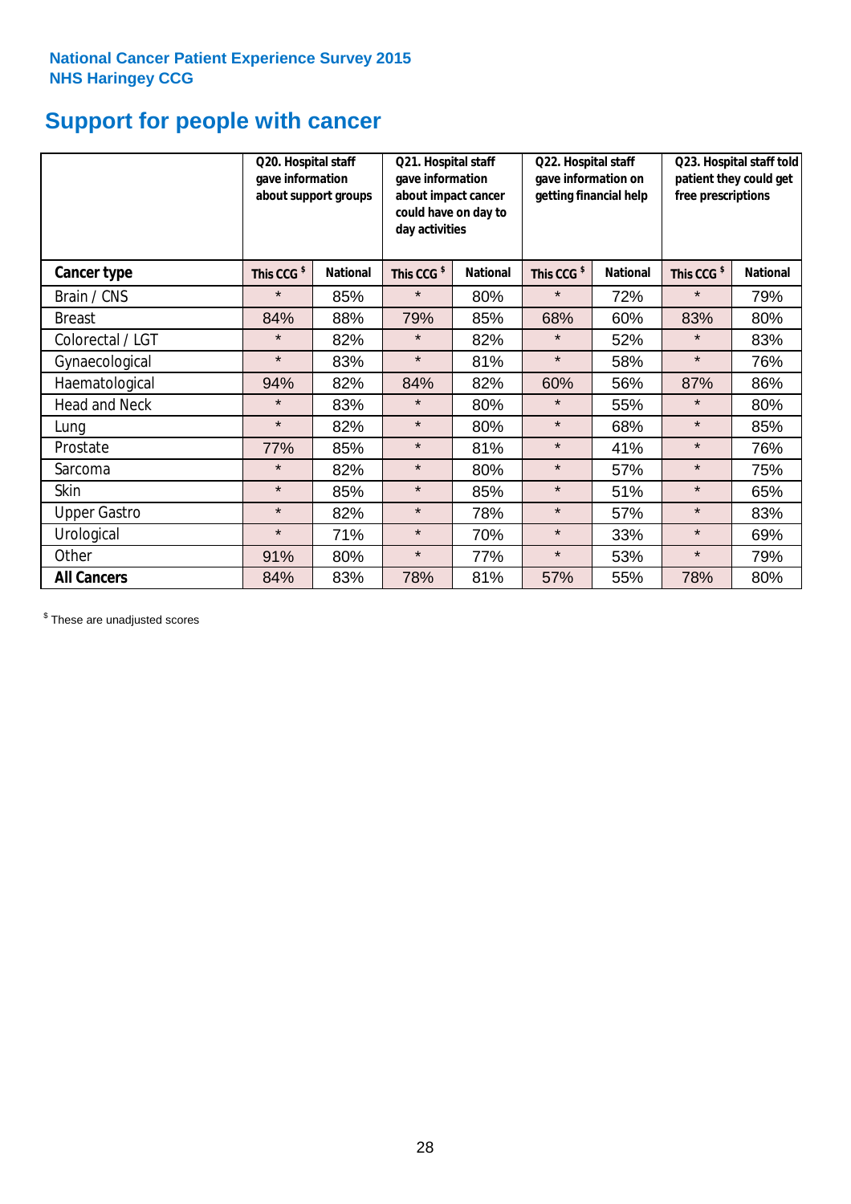National Cancer Patient Experience Survey 2015
NHS Haringey CCG

# Support for people with cancer

| | Q20. Hospital staff gave information about support groups | | Q21. Hospital staff gave information about impact cancer could have on day to day activities | | Q22. Hospital staff gave information on getting financial help | | Q23. Hospital staff told patient they could get free prescriptions | |
|---|---|---|---|---|---|---|---|---|
| **Cancer type** | **This CCG $** | **National** | **This CCG $** | **National** | **This CCG $** | **National** | **This CCG $** | **National** |
| Brain / CNS | * | 85% | * | 80% | * | 72% | * | 79% |
| Breast | 84% | 88% | 79% | 85% | 68% | 60% | 83% | 80% |
| Colorectal / LGT | * | 82% | * | 82% | * | 52% | * | 83% |
| Gynaecological | * | 83% | * | 81% | * | 58% | * | 76% |
| Haematological | 94% | 82% | 84% | 82% | 60% | 56% | 87% | 86% |
| Head and Neck | * | 83% | * | 80% | * | 55% | * | 80% |
| Lung | * | 82% | * | 80% | * | 68% | * | 85% |
| Prostate | 77% | 85% | * | 81% | * | 41% | * | 76% |
| Sarcoma | * | 82% | * | 80% | * | 57% | * | 75% |
| Skin | * | 85% | * | 85% | * | 51% | * | 65% |
| Upper Gastro | * | 82% | * | 78% | * | 57% | * | 83% |
| Urological | * | 71% | * | 70% | * | 33% | * | 69% |
| Other | 91% | 80% | * | 77% | * | 53% | * | 79% |
| **All Cancers** | 84% | 83% | 78% | 81% | 57% | 55% | 78% | 80% |

$ These are unadjusted scores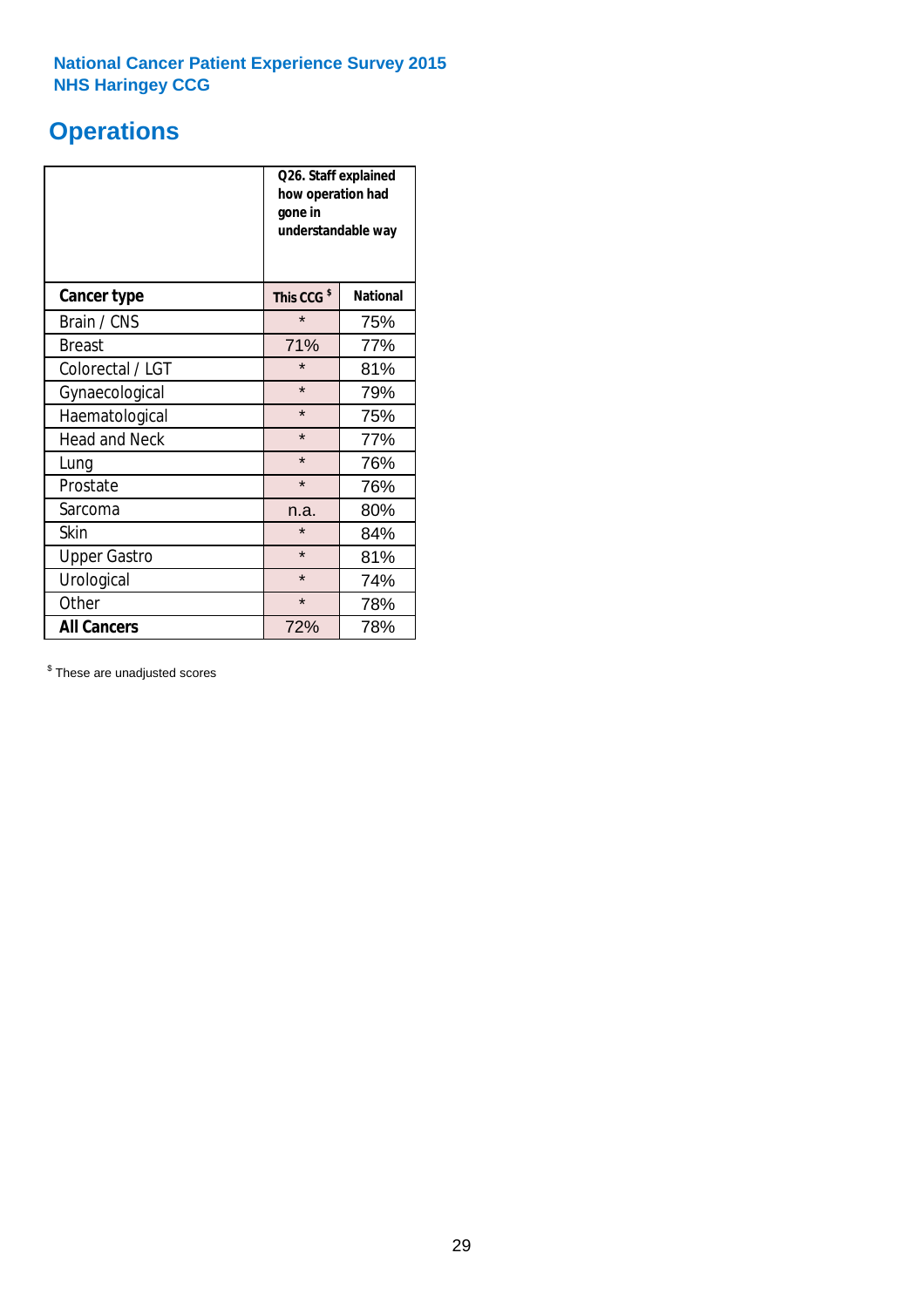National Cancer Patient Experience Survey 2015
NHS Haringey CCG

# Operations

| | Q26. Staff explained how operation had gone in understandable way | |
|---|---|---|
| **Cancer type** | **This CCG [$]** | **National** |
| Brain / CNS | * | 75% |
| Breast | 71% | 77% |
| Colorectal / LGT | * | 81% |
| Gynaecological | * | 79% |
| Haematological | * | 75% |
| Head and Neck | * | 77% |
| Lung | * | 76% |
| Prostate | * | 76% |
| Sarcoma | n.a. | 80% |
| Skin | * | 84% |
| Upper Gastro | * | 81% |
| Urological | * | 74% |
| Other | * | 78% |
| **All Cancers** | 72% | 78% |

[$] These are unadjusted scores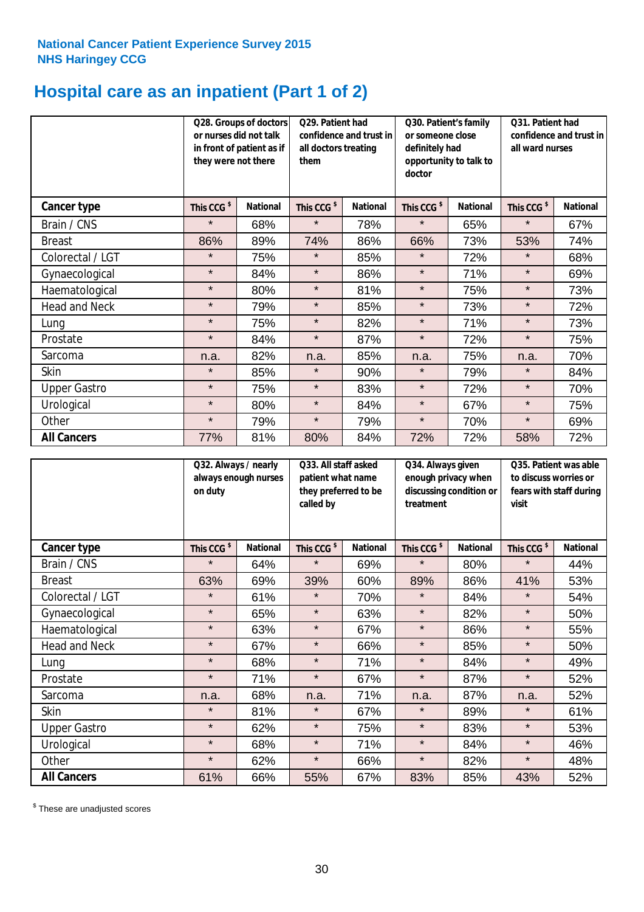National Cancer Patient Experience Survey 2015
NHS Haringey CCG

# Hospital care as an inpatient (Part 1 of 2)

| | Q28. Groups of doctors or nurses did not talk in front of patient as if they were not there | | Q29. Patient had confidence and trust in all doctors treating them | | Q30. Patient's family or someone close definitely had opportunity to talk to doctor | | Q31. Patient had confidence and trust in all ward nurses | |
|---|---|---|---|---|---|---|---|---|
| **Cancer type** | This CCG $ | National | This CCG $ | National | This CCG $ | National | This CCG $ | National |
| Brain / CNS | * | 68% | * | 78% | * | 65% | * | 67% |
| Breast | 86% | 89% | 74% | 86% | 66% | 73% | 53% | 74% |
| Colorectal / LGT | * | 75% | * | 85% | * | 72% | * | 68% |
| Gynaecological | * | 84% | * | 86% | * | 71% | * | 69% |
| Haematological | * | 80% | * | 81% | * | 75% | * | 73% |
| Head and Neck | * | 79% | * | 85% | * | 73% | * | 72% |
| Lung | * | 75% | * | 82% | * | 71% | * | 73% |
| Prostate | * | 84% | * | 87% | * | 72% | * | 75% |
| Sarcoma | n.a. | 82% | n.a. | 85% | n.a. | 75% | n.a. | 70% |
| Skin | * | 85% | * | 90% | * | 79% | * | 84% |
| Upper Gastro | * | 75% | * | 83% | * | 72% | * | 70% |
| Urological | * | 80% | * | 84% | * | 67% | * | 75% |
| Other | * | 79% | * | 79% | * | 70% | * | 69% |
| **All Cancers** | 77% | 81% | 80% | 84% | 72% | 72% | 58% | 72% |

| | Q32. Always / nearly always enough nurses on duty | | Q33. All staff asked patient what name they preferred to be called by | | Q34. Always given enough privacy when discussing condition or treatment | | Q35. Patient was able to discuss worries or fears with staff during visit | |
|---|---|---|---|---|---|---|---|---|
| **Cancer type** | This CCG $ | National | This CCG $ | National | This CCG $ | National | This CCG $ | National |
| Brain / CNS | * | 64% | * | 69% | * | 80% | * | 44% |
| Breast | 63% | 69% | 39% | 60% | 89% | 86% | 41% | 53% |
| Colorectal / LGT | * | 61% | * | 70% | * | 84% | * | 54% |
| Gynaecological | * | 65% | * | 63% | * | 82% | * | 50% |
| Haematological | * | 63% | * | 67% | * | 86% | * | 55% |
| Head and Neck | * | 67% | * | 66% | * | 85% | * | 50% |
| Lung | * | 68% | * | 71% | * | 84% | * | 49% |
| Prostate | * | 71% | * | 67% | * | 87% | * | 52% |
| Sarcoma | n.a. | 68% | n.a. | 71% | n.a. | 87% | n.a. | 52% |
| Skin | * | 81% | * | 67% | * | 89% | * | 61% |
| Upper Gastro | * | 62% | * | 75% | * | 83% | * | 53% |
| Urological | * | 68% | * | 71% | * | 84% | * | 46% |
| Other | * | 62% | * | 66% | * | 82% | * | 48% |
| **All Cancers** | 61% | 66% | 55% | 67% | 83% | 85% | 43% | 52% |

$ These are unadjusted scores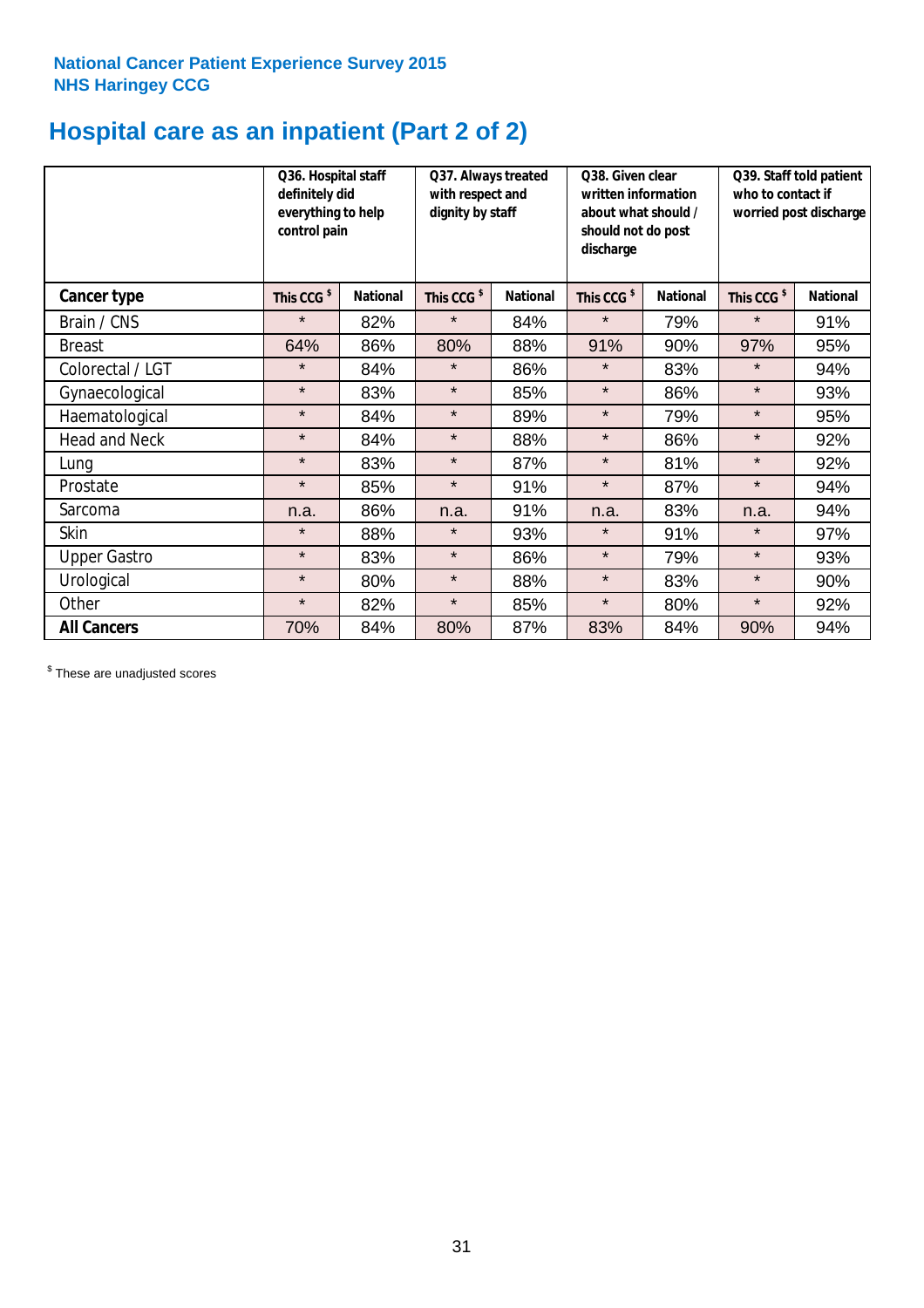**National Cancer Patient Experience Survey 2015**
**NHS Haringey CCG**

# Hospital care as an inpatient (Part 2 of 2)

| | Q36. Hospital staff definitely did everything to help control pain | | Q37. Always treated with respect and dignity by staff | | Q38. Given clear written information about what should / should not do post discharge | | Q39. Staff told patient who to contact if worried post discharge | |
|---|---|---|---|---|---|---|---|---|
| **Cancer type** | **This CCG $** | **National** | **This CCG $** | **National** | **This CCG $** | **National** | **This CCG $** | **National** |
| Brain / CNS | * | 82% | * | 84% | * | 79% | * | 91% |
| Breast | 64% | 86% | 80% | 88% | 91% | 90% | 97% | 95% |
| Colorectal / LGT | * | 84% | * | 86% | * | 83% | * | 94% |
| Gynaecological | * | 83% | * | 85% | * | 86% | * | 93% |
| Haematological | * | 84% | * | 89% | * | 79% | * | 95% |
| Head and Neck | * | 84% | * | 88% | * | 86% | * | 92% |
| Lung | * | 83% | * | 87% | * | 81% | * | 92% |
| Prostate | * | 85% | * | 91% | * | 87% | * | 94% |
| Sarcoma | n.a. | 86% | n.a. | 91% | n.a. | 83% | n.a. | 94% |
| Skin | * | 88% | * | 93% | * | 91% | * | 97% |
| Upper Gastro | * | 83% | * | 86% | * | 79% | * | 93% |
| Urological | * | 80% | * | 88% | * | 83% | * | 90% |
| Other | * | 82% | * | 85% | * | 80% | * | 92% |
| **All Cancers** | 70% | 84% | 80% | 87% | 83% | 84% | 90% | 94% |

$ These are unadjusted scores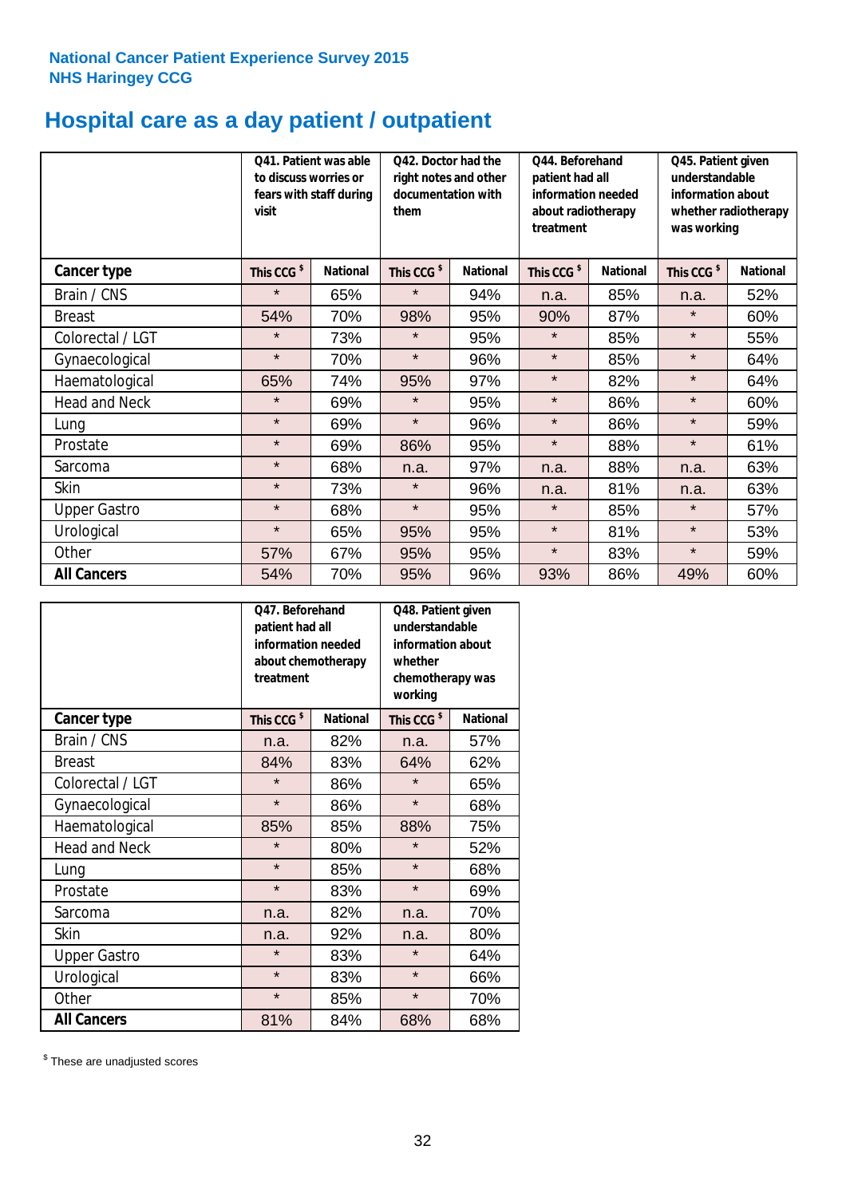National Cancer Patient Experience Survey 2015
NHS Haringey CCG

# Hospital care as a day patient / outpatient

| | Q41. Patient was able to discuss worries or fears with staff during visit | | Q42. Doctor had the right notes and other documentation with them | | Q44. Beforehand patient had all information needed about radiotherapy treatment | | Q45. Patient given understandable information about whether radiotherapy was working | |
|---|---|---|---|---|---|---|---|---|
| **Cancer type** | **This CCG $** | **National** | **This CCG $** | **National** | **This CCG $** | **National** | **This CCG $** | **National** |
| Brain / CNS | * | 65% | * | 94% | n.a. | 85% | n.a. | 52% |
| Breast | 54% | 70% | 98% | 95% | 90% | 87% | * | 60% |
| Colorectal / LGT | * | 73% | * | 95% | * | 85% | * | 55% |
| Gynaecological | * | 70% | * | 96% | * | 85% | * | 64% |
| Haematological | 65% | 74% | 95% | 97% | * | 82% | * | 64% |
| Head and Neck | * | 69% | * | 95% | * | 86% | * | 60% |
| Lung | * | 69% | * | 96% | * | 86% | * | 59% |
| Prostate | * | 69% | 86% | 95% | * | 88% | * | 61% |
| Sarcoma | * | 68% | n.a. | 97% | n.a. | 88% | n.a. | 63% |
| Skin | * | 73% | * | 96% | n.a. | 81% | n.a. | 63% |
| Upper Gastro | * | 68% | * | 95% | * | 85% | * | 57% |
| Urological | * | 65% | 95% | 95% | * | 81% | * | 53% |
| Other | 57% | 67% | 95% | 95% | * | 83% | * | 59% |
| **All Cancers** | 54% | 70% | 95% | 96% | 93% | 86% | 49% | 60% |

| | Q47. Beforehand patient had all information needed about chemotherapy treatment | | Q48. Patient given understandable information about whether chemotherapy was working | |
|---|---|---|---|---|
| **Cancer type** | **This CCG $** | **National** | **This CCG $** | **National** |
| Brain / CNS | n.a. | 82% | n.a. | 57% |
| Breast | 84% | 83% | 64% | 62% |
| Colorectal / LGT | * | 86% | * | 65% |
| Gynaecological | * | 86% | * | 68% |
| Haematological | 85% | 85% | 88% | 75% |
| Head and Neck | * | 80% | * | 52% |
| Lung | * | 85% | * | 68% |
| Prostate | * | 83% | * | 69% |
| Sarcoma | n.a. | 82% | n.a. | 70% |
| Skin | n.a. | 92% | n.a. | 80% |
| Upper Gastro | * | 83% | * | 64% |
| Urological | * | 83% | * | 66% |
| Other | * | 85% | * | 70% |
| **All Cancers** | 81% | 84% | 68% | 68% |

$ These are unadjusted scores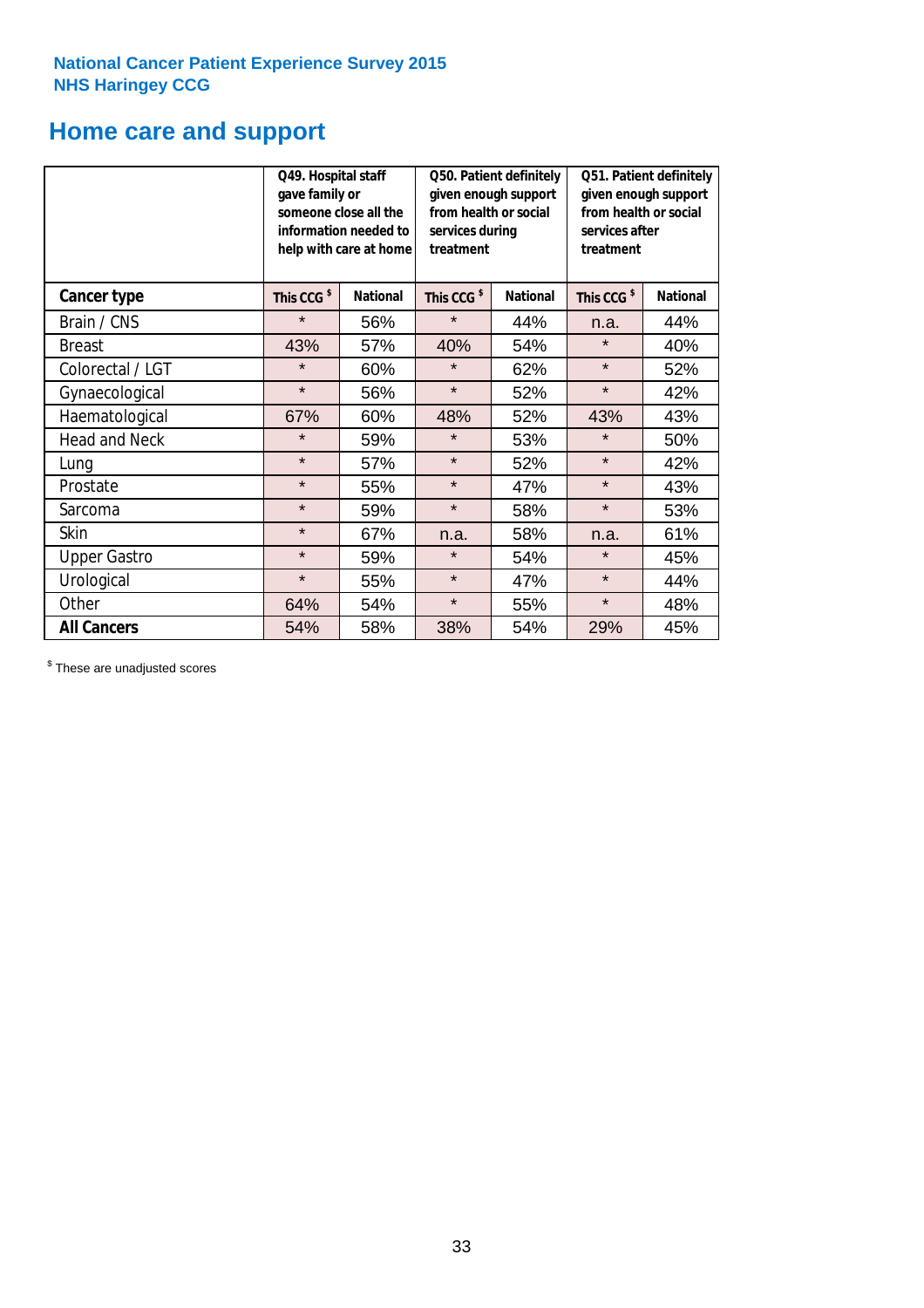National Cancer Patient Experience Survey 2015
NHS Haringey CCG

## Home care and support

| | Q49. Hospital staff gave family or someone close all the information needed to help with care at home | | Q50. Patient definitely given enough support from health or social services during treatment | | Q51. Patient definitely given enough support from health or social services after treatment | |
|---|---|---|---|---|---|---|
| **Cancer type** | **This CCG $** | **National** | **This CCG $** | **National** | **This CCG $** | **National** |
| Brain / CNS | * | 56% | * | 44% | n.a. | 44% |
| Breast | 43% | 57% | 40% | 54% | * | 40% |
| Colorectal / LGT | * | 60% | * | 62% | * | 52% |
| Gynaecological | * | 56% | * | 52% | * | 42% |
| Haematological | 67% | 60% | 48% | 52% | 43% | 43% |
| Head and Neck | * | 59% | * | 53% | * | 50% |
| Lung | * | 57% | * | 52% | * | 42% |
| Prostate | * | 55% | * | 47% | * | 43% |
| Sarcoma | * | 59% | * | 58% | * | 53% |
| Skin | * | 67% | n.a. | 58% | n.a. | 61% |
| Upper Gastro | * | 59% | * | 54% | * | 45% |
| Urological | * | 55% | * | 47% | * | 44% |
| Other | 64% | 54% | * | 55% | * | 48% |
| **All Cancers** | 54% | 58% | 38% | 54% | 29% | 45% |

$ These are unadjusted scores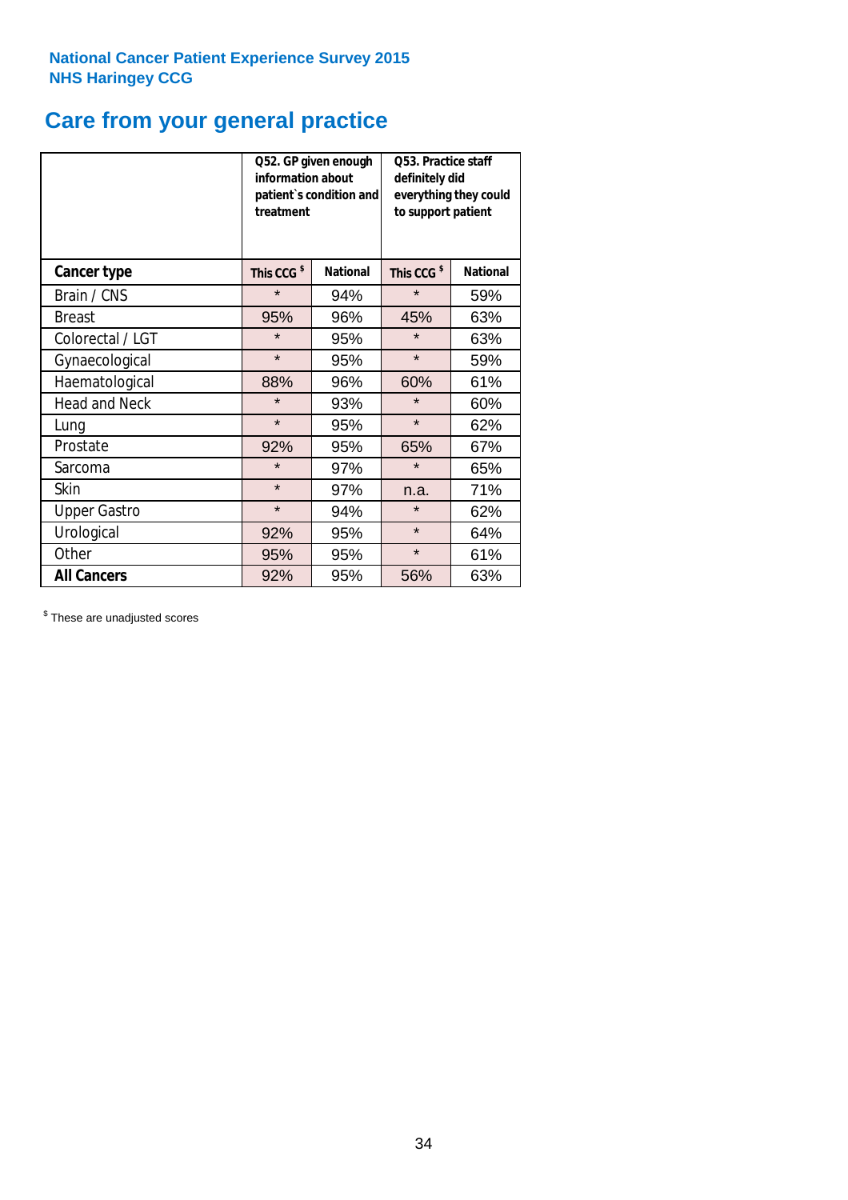National Cancer Patient Experience Survey 2015
NHS Haringey CCG

# Care from your general practice

| | Q52. GP given enough information about patient`s condition and treatment | | Q53. Practice staff definitely did everything they could to support patient | |
|---|---|---|---|---|
| **Cancer type** | This CCG $ | National | This CCG $ | National |
| Brain / CNS | * | 94% | * | 59% |
| Breast | 95% | 96% | 45% | 63% |
| Colorectal / LGT | * | 95% | * | 63% |
| Gynaecological | * | 95% | * | 59% |
| Haematological | 88% | 96% | 60% | 61% |
| Head and Neck | * | 93% | * | 60% |
| Lung | * | 95% | * | 62% |
| Prostate | 92% | 95% | 65% | 67% |
| Sarcoma | * | 97% | * | 65% |
| Skin | * | 97% | n.a. | 71% |
| Upper Gastro | * | 94% | * | 62% |
| Urological | 92% | 95% | * | 64% |
| Other | 95% | 95% | * | 61% |
| **All Cancers** | 92% | 95% | 56% | 63% |

$ These are unadjusted scores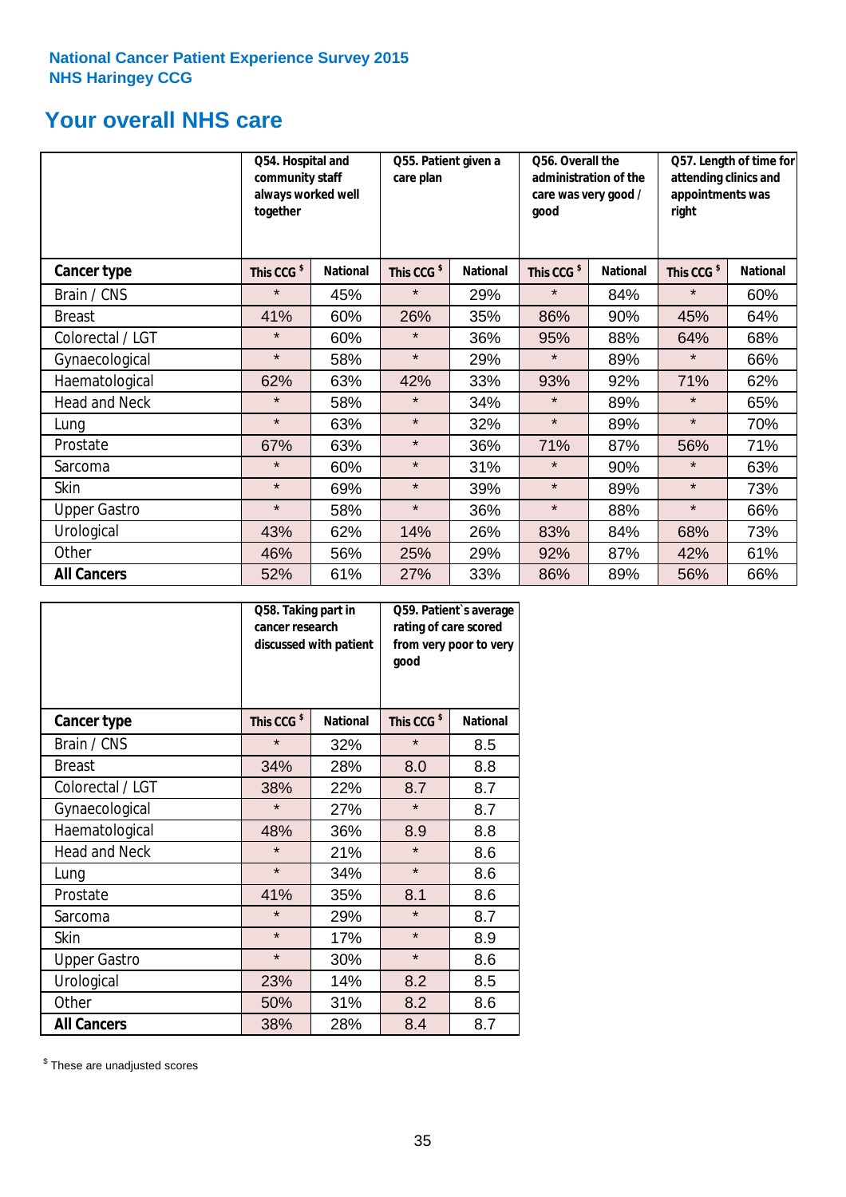National Cancer Patient Experience Survey 2015
NHS Haringey CCG

## Your overall NHS care

| | Q54. Hospital and community staff always worked well together | | Q55. Patient given a care plan | | Q56. Overall the administration of the care was very good / good | | Q57. Length of time for attending clinics and appointments was right | |
|---|---|---|---|---|---|---|---|---|
| **Cancer type** | **This CCG $** | **National** | **This CCG $** | **National** | **This CCG $** | **National** | **This CCG $** | **National** |
| Brain / CNS | * | 45% | * | 29% | * | 84% | * | 60% |
| Breast | 41% | 60% | 26% | 35% | 86% | 90% | 45% | 64% |
| Colorectal / LGT | * | 60% | * | 36% | 95% | 88% | 64% | 68% |
| Gynaecological | * | 58% | * | 29% | * | 89% | * | 66% |
| Haematological | 62% | 63% | 42% | 33% | 93% | 92% | 71% | 62% |
| Head and Neck | * | 58% | * | 34% | * | 89% | * | 65% |
| Lung | * | 63% | * | 32% | * | 89% | * | 70% |
| Prostate | 67% | 63% | * | 36% | 71% | 87% | 56% | 71% |
| Sarcoma | * | 60% | * | 31% | * | 90% | * | 63% |
| Skin | * | 69% | * | 39% | * | 89% | * | 73% |
| Upper Gastro | * | 58% | * | 36% | * | 88% | * | 66% |
| Urological | 43% | 62% | 14% | 26% | 83% | 84% | 68% | 73% |
| Other | 46% | 56% | 25% | 29% | 92% | 87% | 42% | 61% |
| **All Cancers** | 52% | 61% | 27% | 33% | 86% | 89% | 56% | 66% |

| | Q58. Taking part in cancer research discussed with patient | | Q59. Patient`s average rating of care scored from very poor to very good | |
|---|---|---|---|---|
| **Cancer type** | **This CCG $** | **National** | **This CCG $** | **National** |
| Brain / CNS | * | 32% | * | 8.5 |
| Breast | 34% | 28% | 8.0 | 8.8 |
| Colorectal / LGT | 38% | 22% | 8.7 | 8.7 |
| Gynaecological | * | 27% | * | 8.7 |
| Haematological | 48% | 36% | 8.9 | 8.8 |
| Head and Neck | * | 21% | * | 8.6 |
| Lung | * | 34% | * | 8.6 |
| Prostate | 41% | 35% | 8.1 | 8.6 |
| Sarcoma | * | 29% | * | 8.7 |
| Skin | * | 17% | * | 8.9 |
| Upper Gastro | * | 30% | * | 8.6 |
| Urological | 23% | 14% | 8.2 | 8.5 |
| Other | 50% | 31% | 8.2 | 8.6 |
| **All Cancers** | 38% | 28% | 8.4 | 8.7 |

$ These are unadjusted scores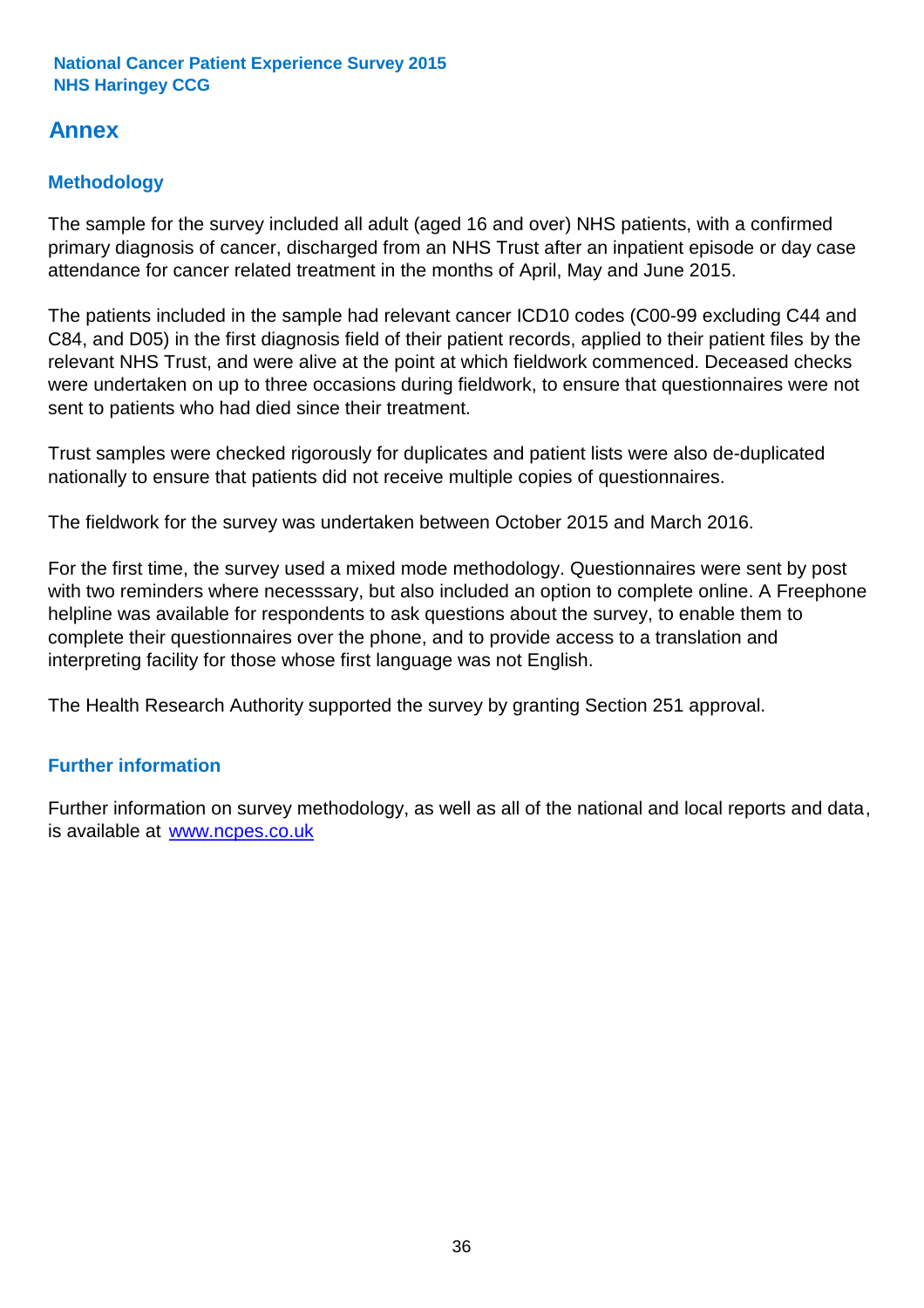## Annex

### Methodology

The sample for the survey included all adult (aged 16 and over) NHS patients, with a confirmed primary diagnosis of cancer, discharged from an NHS Trust after an inpatient episode or day case attendance for cancer related treatment in the months of April, May and June 2015.

The patients included in the sample had relevant cancer ICD10 codes (C00-99 excluding C44 and C84, and D05) in the first diagnosis field of their patient records, applied to their patient files by the relevant NHS Trust, and were alive at the point at which fieldwork commenced. Deceased checks were undertaken on up to three occasions during fieldwork, to ensure that questionnaires were not sent to patients who had died since their treatment.

Trust samples were checked rigorously for duplicates and patient lists were also de-duplicated nationally to ensure that patients did not receive multiple copies of questionnaires.

The fieldwork for the survey was undertaken between October 2015 and March 2016.

For the first time, the survey used a mixed mode methodology. Questionnaires were sent by post with two reminders where necesssary, but also included an option to complete online. A Freephone helpline was available for respondents to ask questions about the survey, to enable them to complete their questionnaires over the phone, and to provide access to a translation and interpreting facility for those whose first language was not English.

The Health Research Authority supported the survey by granting Section 251 approval.

### Further information

Further information on survey methodology, as well as all of the national and local reports and data, is available at www.ncpes.co.uk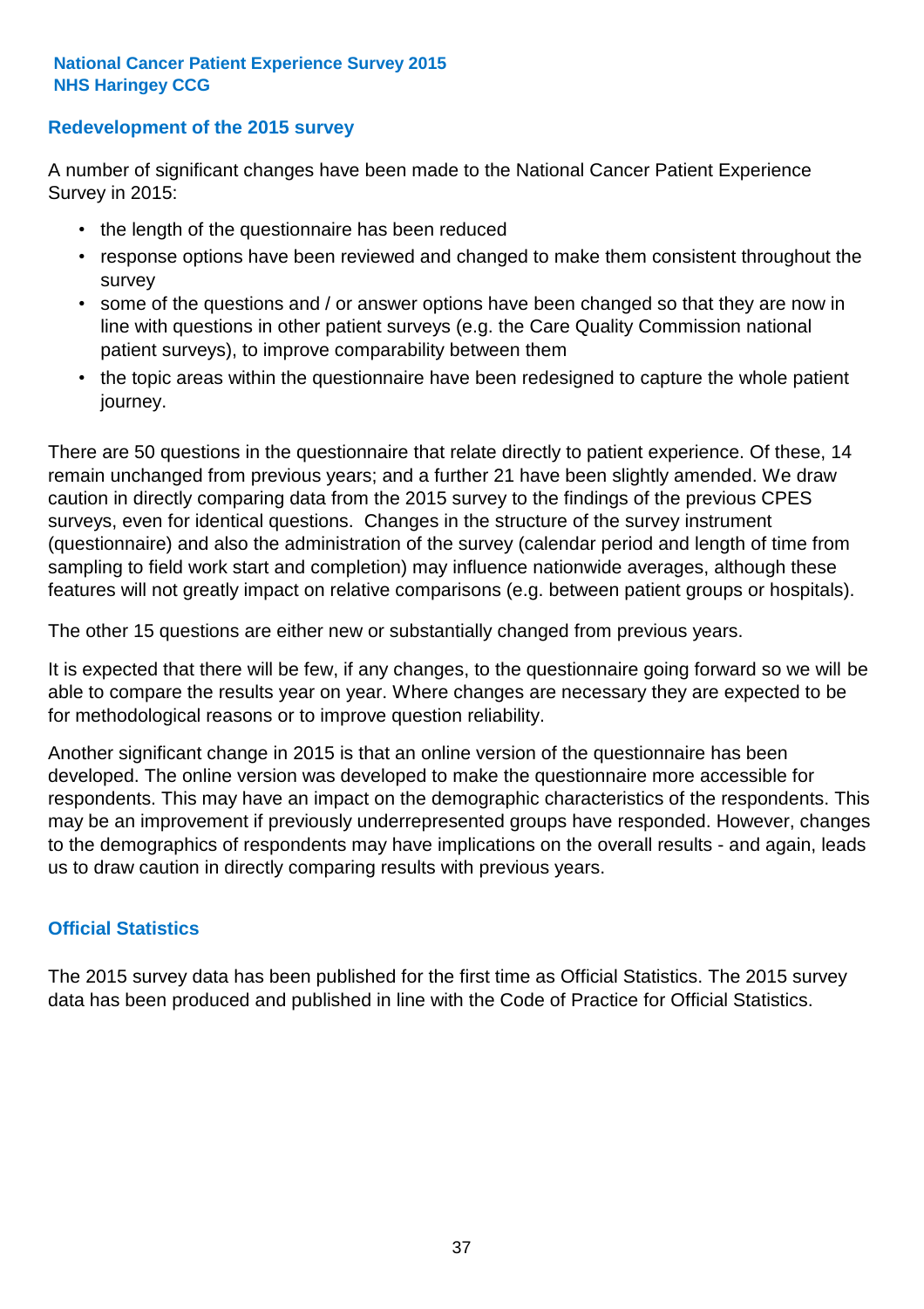**National Cancer Patient Experience Survey 2015**
**NHS Haringey CCG**

## Redevelopment of the 2015 survey

A number of significant changes have been made to the National Cancer Patient Experience Survey in 2015:

- the length of the questionnaire has been reduced
- response options have been reviewed and changed to make them consistent throughout the survey
- some of the questions and / or answer options have been changed so that they are now in line with questions in other patient surveys (e.g. the Care Quality Commission national patient surveys), to improve comparability between them
- the topic areas within the questionnaire have been redesigned to capture the whole patient journey.

There are 50 questions in the questionnaire that relate directly to patient experience. Of these, 14 remain unchanged from previous years; and a further 21 have been slightly amended. We draw caution in directly comparing data from the 2015 survey to the findings of the previous CPES surveys, even for identical questions. Changes in the structure of the survey instrument (questionnaire) and also the administration of the survey (calendar period and length of time from sampling to field work start and completion) may influence nationwide averages, although these features will not greatly impact on relative comparisons (e.g. between patient groups or hospitals).

The other 15 questions are either new or substantially changed from previous years.

It is expected that there will be few, if any changes, to the questionnaire going forward so we will be able to compare the results year on year. Where changes are necessary they are expected to be for methodological reasons or to improve question reliability.

Another significant change in 2015 is that an online version of the questionnaire has been developed. The online version was developed to make the questionnaire more accessible for respondents. This may have an impact on the demographic characteristics of the respondents. This may be an improvement if previously underrepresented groups have responded. However, changes to the demographics of respondents may have implications on the overall results - and again, leads us to draw caution in directly comparing results with previous years.

## Official Statistics

The 2015 survey data has been published for the first time as Official Statistics. The 2015 survey data has been produced and published in line with the Code of Practice for Official Statistics.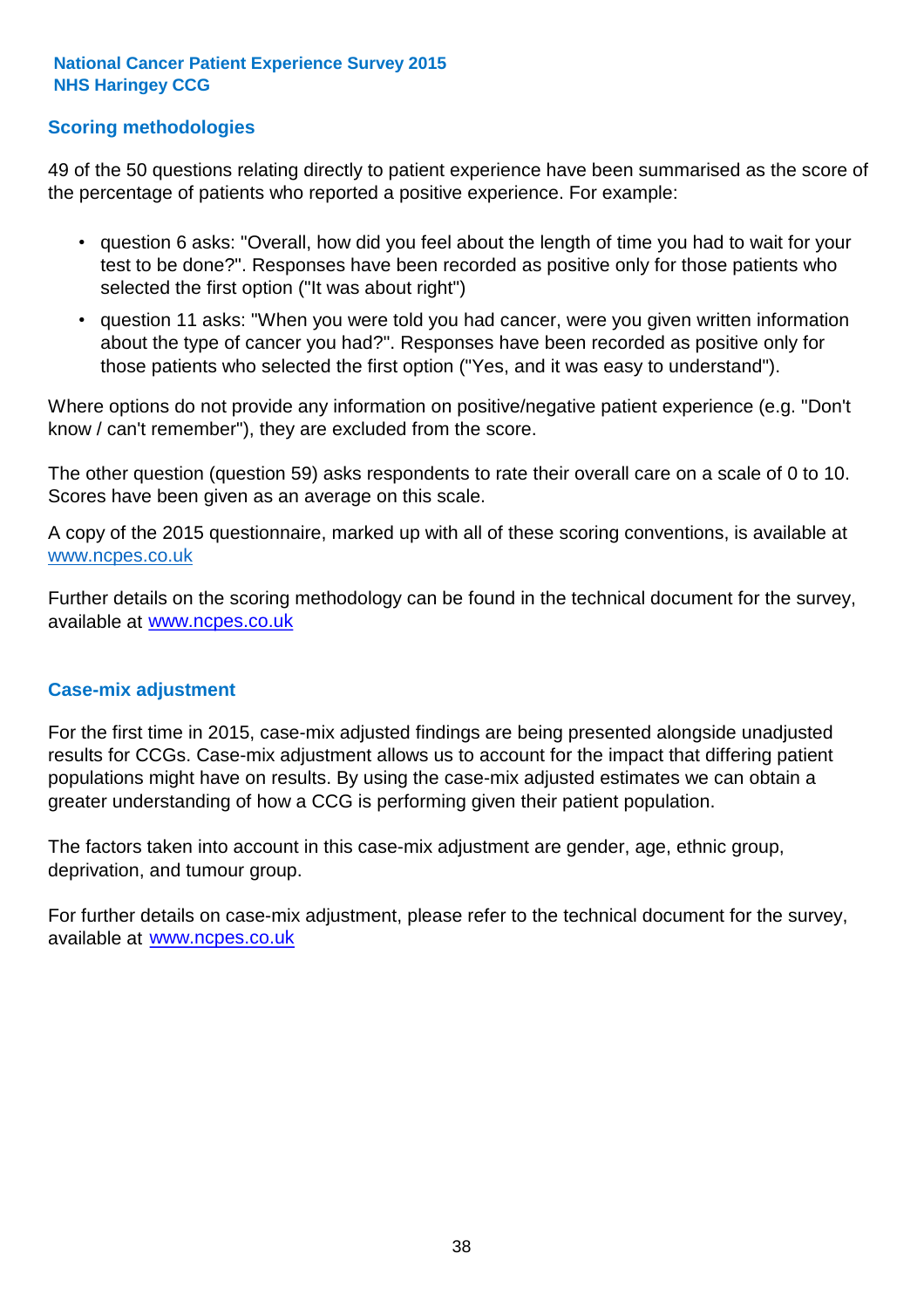## Scoring methodologies

49 of the 50 questions relating directly to patient experience have been summarised as the score of the percentage of patients who reported a positive experience. For example:

- question 6 asks: "Overall, how did you feel about the length of time you had to wait for your test to be done?". Responses have been recorded as positive only for those patients who selected the first option ("It was about right")
- question 11 asks: "When you were told you had cancer, were you given written information about the type of cancer you had?". Responses have been recorded as positive only for those patients who selected the first option ("Yes, and it was easy to understand").

Where options do not provide any information on positive/negative patient experience (e.g. "Don't know / can't remember"), they are excluded from the score.

The other question (question 59) asks respondents to rate their overall care on a scale of 0 to 10. Scores have been given as an average on this scale.

A copy of the 2015 questionnaire, marked up with all of these scoring conventions, is available at www.ncpes.co.uk

Further details on the scoring methodology can be found in the technical document for the survey, available at www.ncpes.co.uk

## Case-mix adjustment

For the first time in 2015, case-mix adjusted findings are being presented alongside unadjusted results for CCGs. Case-mix adjustment allows us to account for the impact that differing patient populations might have on results. By using the case-mix adjusted estimates we can obtain a greater understanding of how a CCG is performing given their patient population.

The factors taken into account in this case-mix adjustment are gender, age, ethnic group, deprivation, and tumour group.

For further details on case-mix adjustment, please refer to the technical document for the survey, available at www.ncpes.co.uk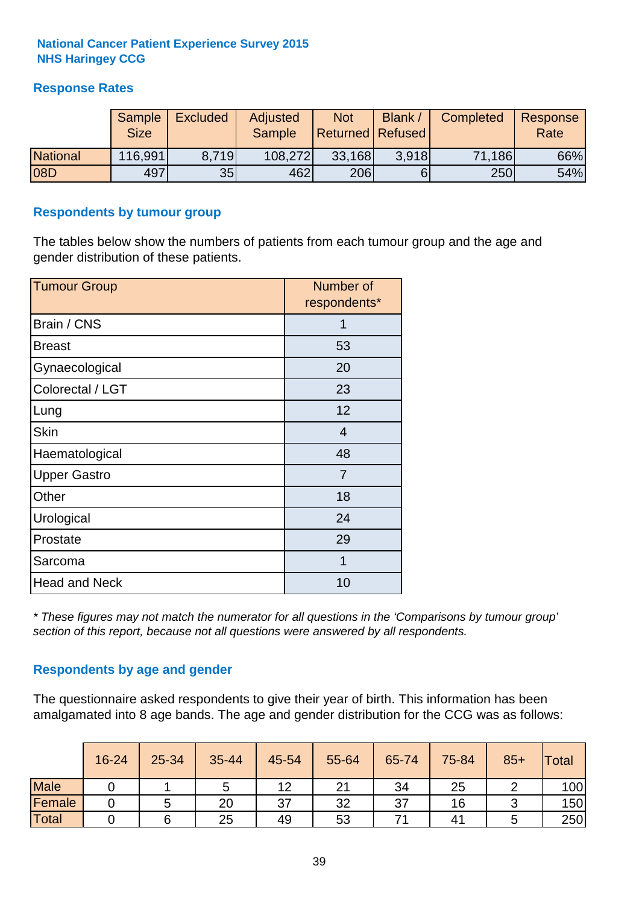**National Cancer Patient Experience Survey 2015**
**NHS Haringey CCG**

## Response Rates

| | Sample Size | Excluded | Adjusted Sample | Not Returned | Blank / Refused | Completed | Response Rate |
|---|---|---|---|---|---|---|---|
| National | 116,991 | 8,719 | 108,272 | 33,168 | 3,918 | 71,186 | 66% |
| 08D | 497 | 35 | 462 | 206 | 6 | 250 | 54% |

## Respondents by tumour group

The tables below show the numbers of patients from each tumour group and the age and gender distribution of these patients.

| Tumour Group | Number of respondents* |
|---|---|
| Brain / CNS | 1 |
| Breast | 53 |
| Gynaecological | 20 |
| Colorectal / LGT | 23 |
| Lung | 12 |
| Skin | 4 |
| Haematological | 48 |
| Upper Gastro | 7 |
| Other | 18 |
| Urological | 24 |
| Prostate | 29 |
| Sarcoma | 1 |
| Head and Neck | 10 |

*\* These figures may not match the numerator for all questions in the 'Comparisons by tumour group' section of this report, because not all questions were answered by all respondents.*

## Respondents by age and gender

The questionnaire asked respondents to give their year of birth. This information has been amalgamated into 8 age bands. The age and gender distribution for the CCG was as follows:

| | 16-24 | 25-34 | 35-44 | 45-54 | 55-64 | 65-74 | 75-84 | 85+ | Total |
|---|---|---|---|---|---|---|---|---|---|
| Male | 0 | 1 | 5 | 12 | 21 | 34 | 25 | 2 | 100 |
| Female | 0 | 5 | 20 | 37 | 32 | 37 | 16 | 3 | 150 |
| Total | 0 | 6 | 25 | 49 | 53 | 71 | 41 | 5 | 250 |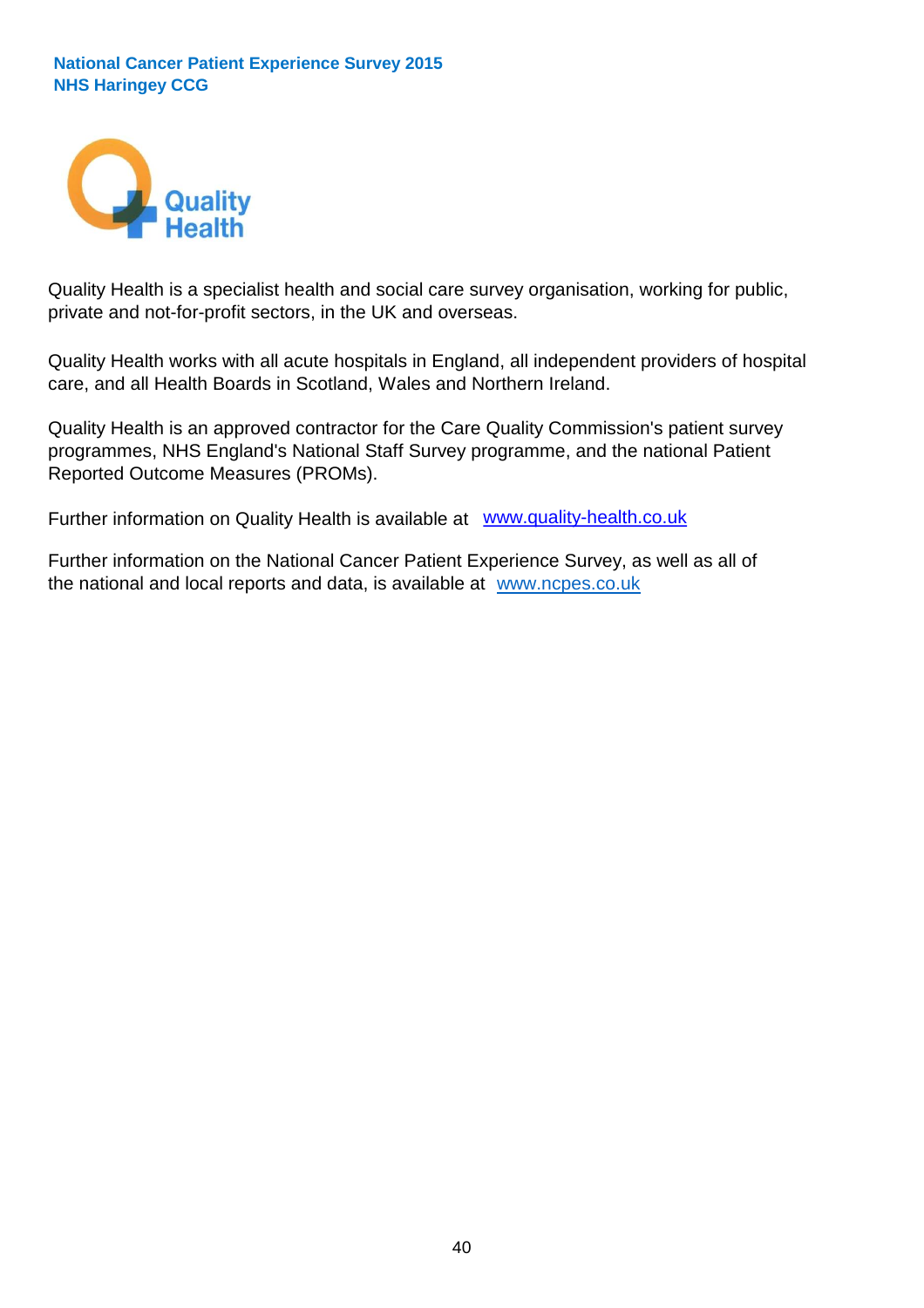Quality Health

Quality Health is a specialist health and social care survey organisation, working for public, private and not-for-profit sectors, in the UK and overseas.

Quality Health works with all acute hospitals in England, all independent providers of hospital care, and all Health Boards in Scotland, Wales and Northern Ireland.

Quality Health is an approved contractor for the Care Quality Commission's patient survey programmes, NHS England's National Staff Survey programme, and the national Patient Reported Outcome Measures (PROMs).

Further information on Quality Health is available at www.quality-health.co.uk

Further information on the National Cancer Patient Experience Survey, as well as all of the national and local reports and data, is available at www.ncpes.co.uk